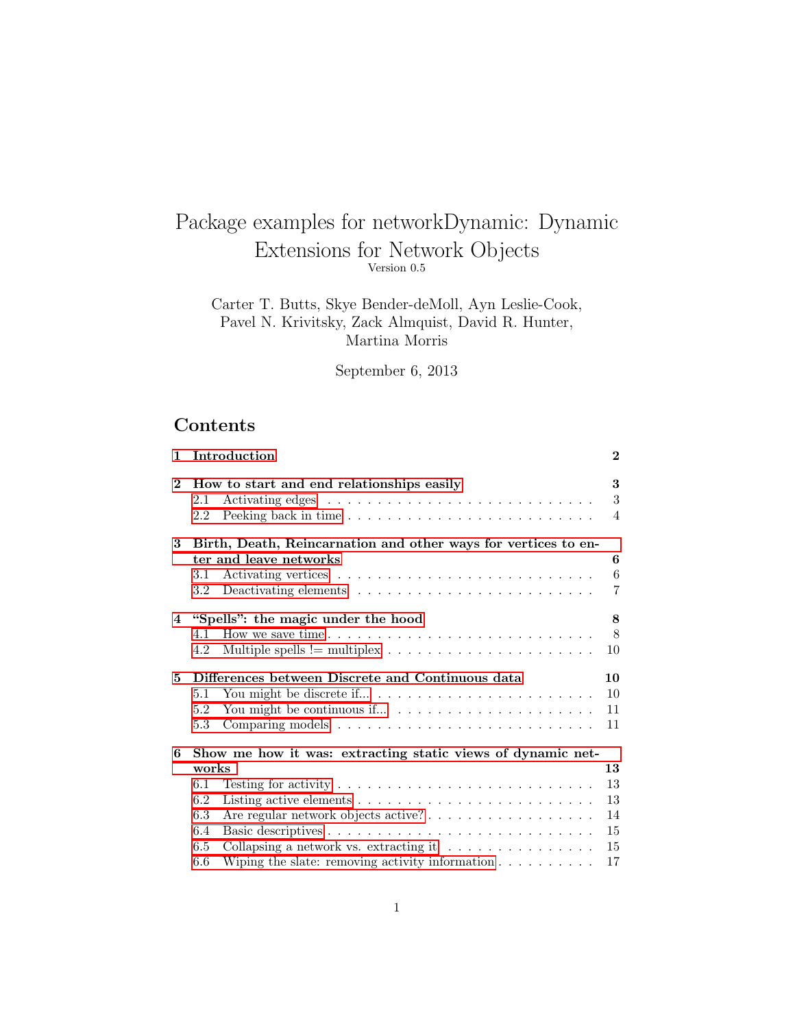# Package examples for networkDynamic: Dynamic Extensions for Network Objects

Version 0.5

Carter T. Butts, Skye Bender-deMoll, Ayn Leslie-Cook, Pavel N. Krivitsky, Zack Almquist, David R. Hunter, Martina Morris

September 6, 2013

## Contents

- **1 Introduction** ... 2
- **2 How to start and end relationships easily** ... 3
  - 2.1 Activating edges ... 3
  - 2.2 Peeking back in time ... 4
- **3 Birth, Death, Reincarnation and other ways for vertices to enter and leave networks** ... 6
  - 3.1 Activating vertices ... 6
  - 3.2 Deactivating elements ... 7
- **4 "Spells": the magic under the hood** ... 8
  - 4.1 How we save time ... 8
  - 4.2 Multiple spells != multiplex ... 10
- **5 Differences between Discrete and Continuous data** ... 10
  - 5.1 You might be discrete if... ... 10
  - 5.2 You might be continuous if... ... 11
  - 5.3 Comparing models ... 11
- **6 Show me how it was: extracting static views of dynamic networks** ... 13
  - 6.1 Testing for activity ... 13
  - 6.2 Listing active elements ... 13
  - 6.3 Are regular network objects active? ... 14
  - 6.4 Basic descriptives ... 15
  - 6.5 Collapsing a network vs. extracting it ... 15
  - 6.6 Wiping the slate: removing activity information ... 17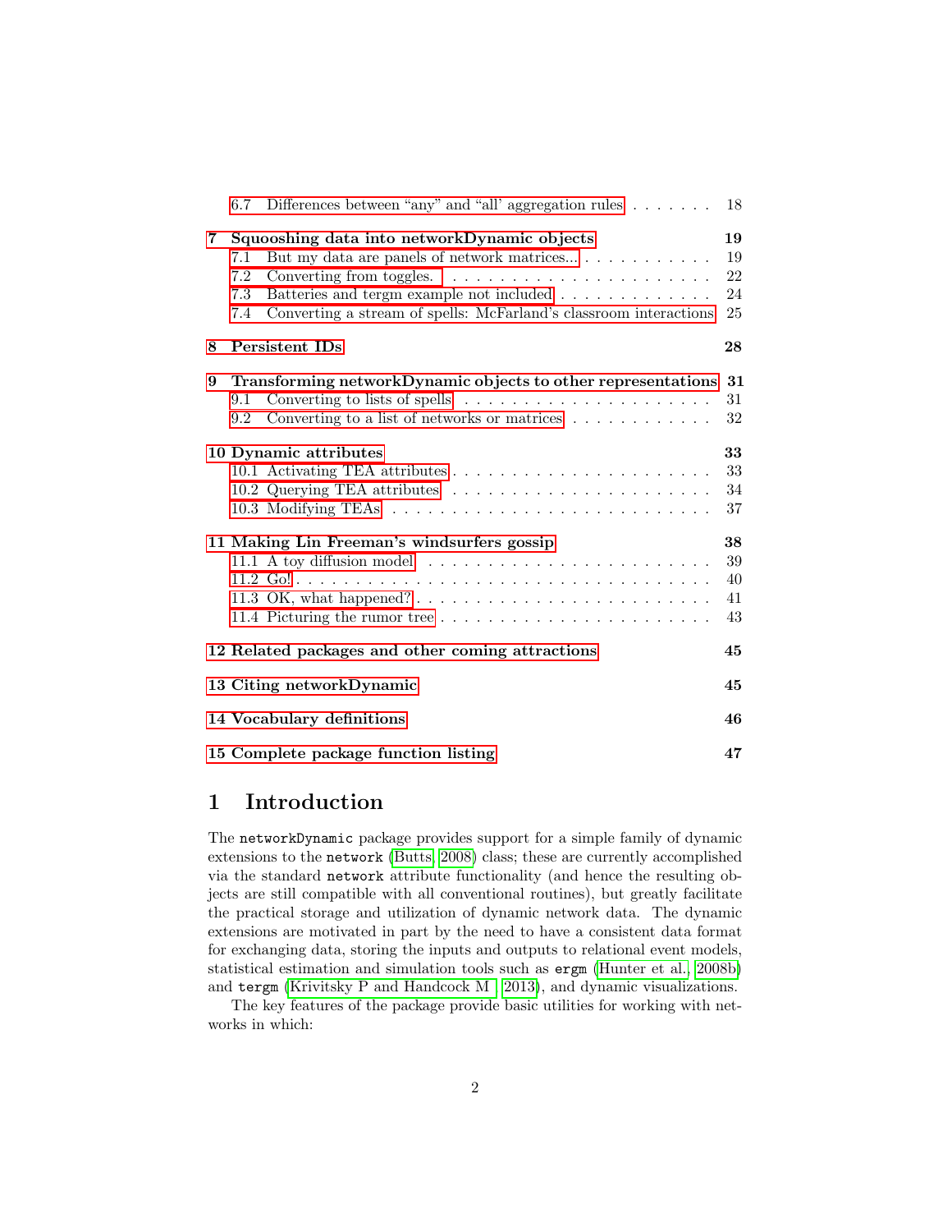6.7 Differences between "any" and "all' aggregation rules . . . . . . . 18

**7 Squooshing data into networkDynamic objects** **19**

7.1 But my data are panels of network matrices... . . . . . . . . . . . 19

7.2 Converting from toggles. . . . . . . . . . . . . . . . . . . . . . . 22

7.3 Batteries and tergm example not included . . . . . . . . . . . . . 24

7.4 Converting a stream of spells: McFarland's classroom interactions 25

**8 Persistent IDs** **28**

**9 Transforming networkDynamic objects to other representations** **31**

9.1 Converting to lists of spells . . . . . . . . . . . . . . . . . . . . . 31

9.2 Converting to a list of networks or matrices . . . . . . . . . . . . 32

**10 Dynamic attributes** **33**

10.1 Activating TEA attributes . . . . . . . . . . . . . . . . . . . . . . 33

10.2 Querying TEA attributes . . . . . . . . . . . . . . . . . . . . . . 34

10.3 Modifying TEAs . . . . . . . . . . . . . . . . . . . . . . . . . . . 37

**11 Making Lin Freeman's windsurfers gossip** **38**

11.1 A toy diffusion model . . . . . . . . . . . . . . . . . . . . . . . . 39

11.2 Go! . . . . . . . . . . . . . . . . . . . . . . . . . . . . . . . . . . 40

11.3 OK, what happened? . . . . . . . . . . . . . . . . . . . . . . . . . 41

11.4 Picturing the rumor tree . . . . . . . . . . . . . . . . . . . . . . . 43

**12 Related packages and other coming attractions** **45**

**13 Citing networkDynamic** **45**

**14 Vocabulary definitions** **46**

**15 Complete package function listing** **47**

# 1 Introduction

The `networkDynamic` package provides support for a simple family of dynamic extensions to the `network` (Butts, 2008) class; these are currently accomplished via the standard `network` attribute functionality (and hence the resulting objects are still compatible with all conventional routines), but greatly facilitate the practical storage and utilization of dynamic network data. The dynamic extensions are motivated in part by the need to have a consistent data format for exchanging data, storing the inputs and outputs to relational event models, statistical estimation and simulation tools such as `ergm` (Hunter et al., 2008b) and `tergm` (Krivitsky P and Handcock M , 2013), and dynamic visualizations.

The key features of the package provide basic utilities for working with networks in which: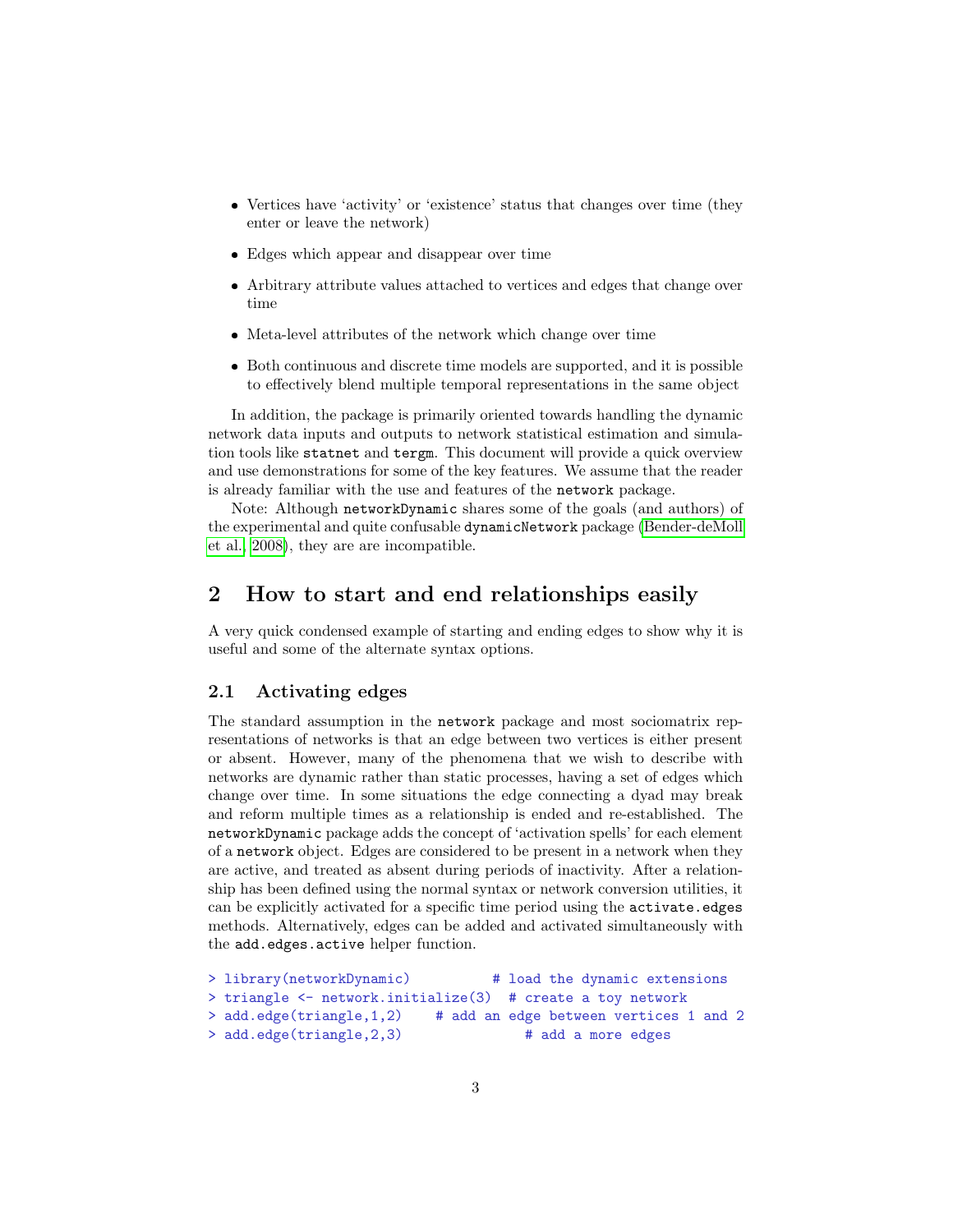- Vertices have 'activity' or 'existence' status that changes over time (they enter or leave the network)
- Edges which appear and disappear over time
- Arbitrary attribute values attached to vertices and edges that change over time
- Meta-level attributes of the network which change over time
- Both continuous and discrete time models are supported, and it is possible to effectively blend multiple temporal representations in the same object

In addition, the package is primarily oriented towards handling the dynamic network data inputs and outputs to network statistical estimation and simulation tools like `statnet` and `tergm`. This document will provide a quick overview and use demonstrations for some of the key features. We assume that the reader is already familiar with the use and features of the `network` package.

Note: Although `networkDynamic` shares some of the goals (and authors) of the experimental and quite confusable `dynamicNetwork` package (Bender-deMoll et al., 2008), they are are incompatible.

## 2 How to start and end relationships easily

A very quick condensed example of starting and ending edges to show why it is useful and some of the alternate syntax options.

### 2.1 Activating edges

The standard assumption in the `network` package and most sociomatrix representations of networks is that an edge between two vertices is either present or absent. However, many of the phenomena that we wish to describe with networks are dynamic rather than static processes, having a set of edges which change over time. In some situations the edge connecting a dyad may break and reform multiple times as a relationship is ended and re-established. The `networkDynamic` package adds the concept of 'activation spells' for each element of a `network` object. Edges are considered to be present in a network when they are active, and treated as absent during periods of inactivity. After a relationship has been defined using the normal syntax or network conversion utilities, it can be explicitly activated for a specific time period using the `activate.edges` methods. Alternatively, edges can be added and activated simultaneously with the `add.edges.active` helper function.

```
> library(networkDynamic)          # load the dynamic extensions
> triangle <- network.initialize(3)  # create a toy network
> add.edge(triangle,1,2)    # add an edge between vertices 1 and 2
> add.edge(triangle,2,3)               # add a more edges
```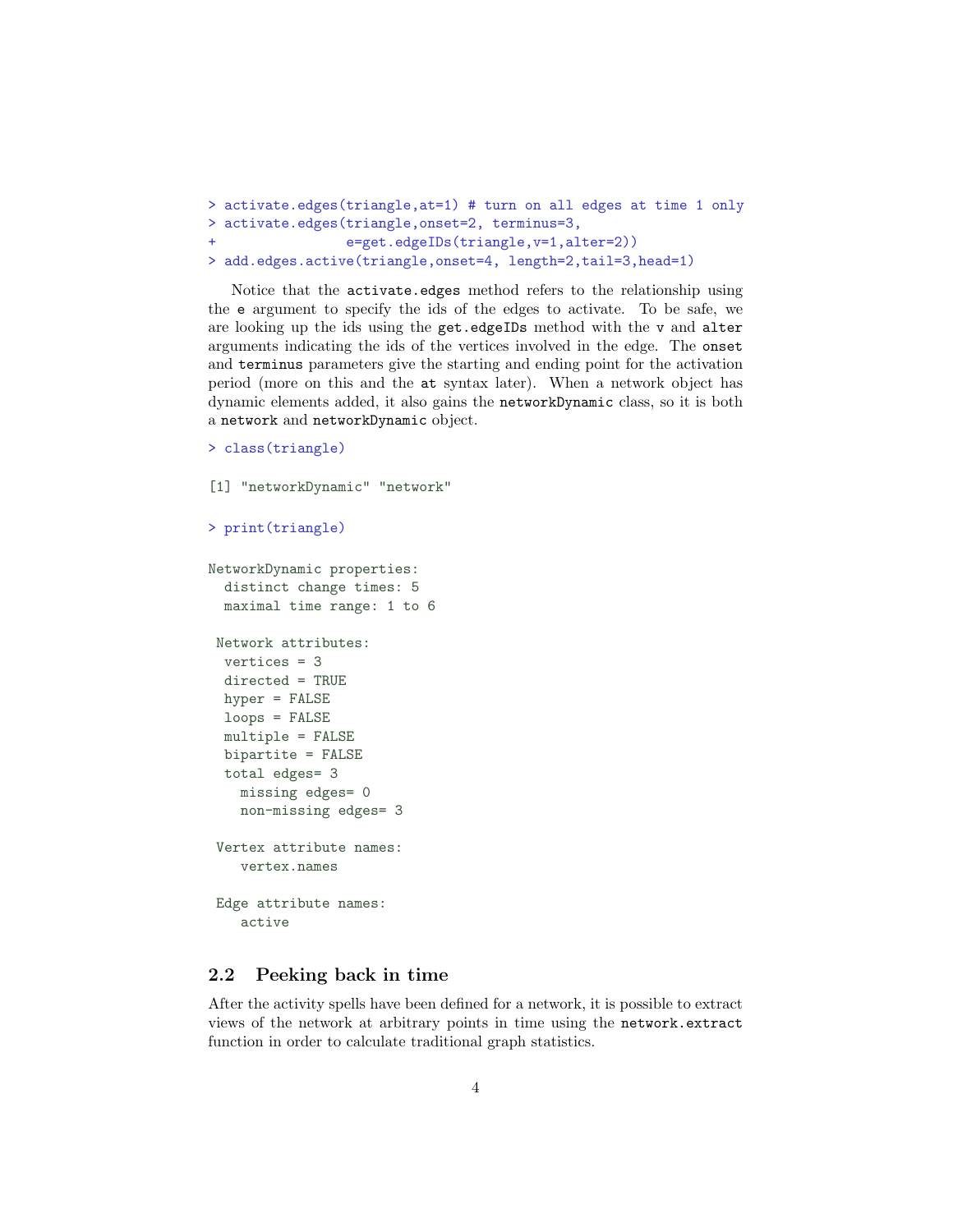```
> activate.edges(triangle,at=1) # turn on all edges at time 1 only
> activate.edges(triangle,onset=2, terminus=3,
+                e=get.edgeIDs(triangle,v=1,alter=2))
> add.edges.active(triangle,onset=4, length=2,tail=3,head=1)
```

Notice that the `activate.edges` method refers to the relationship using the `e` argument to specify the ids of the edges to activate. To be safe, we are looking up the ids using the `get.edgeIDs` method with the `v` and `alter` arguments indicating the ids of the vertices involved in the edge. The `onset` and `terminus` parameters give the starting and ending point for the activation period (more on this and the `at` syntax later). When a network object has dynamic elements added, it also gains the `networkDynamic` class, so it is both a `network` and `networkDynamic` object.

```
> class(triangle)

[1] "networkDynamic" "network"

> print(triangle)

NetworkDynamic properties:
  distinct change times: 5
  maximal time range: 1 to 6

 Network attributes:
  vertices = 3
  directed = TRUE
  hyper = FALSE
  loops = FALSE
  multiple = FALSE
  bipartite = FALSE
  total edges= 3
    missing edges= 0
    non-missing edges= 3

 Vertex attribute names:
    vertex.names

 Edge attribute names:
    active
```

## 2.2 Peeking back in time

After the activity spells have been defined for a network, it is possible to extract views of the network at arbitrary points in time using the `network.extract` function in order to calculate traditional graph statistics.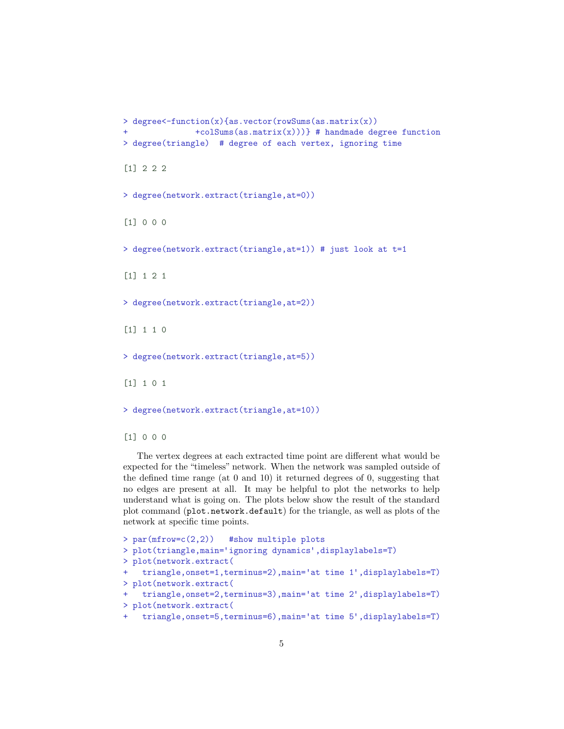```
> degree<-function(x){as.vector(rowSums(as.matrix(x))
+              +colSums(as.matrix(x)))} # handmade degree function
> degree(triangle)  # degree of each vertex, ignoring time

[1] 2 2 2

> degree(network.extract(triangle,at=0))

[1] 0 0 0

> degree(network.extract(triangle,at=1)) # just look at t=1

[1] 1 2 1

> degree(network.extract(triangle,at=2))

[1] 1 1 0

> degree(network.extract(triangle,at=5))

[1] 1 0 1

> degree(network.extract(triangle,at=10))

[1] 0 0 0
```

The vertex degrees at each extracted time point are different what would be expected for the "timeless" network. When the network was sampled outside of the defined time range (at 0 and 10) it returned degrees of 0, suggesting that no edges are present at all. It may be helpful to plot the networks to help understand what is going on. The plots below show the result of the standard plot command (`plot.network.default`) for the triangle, as well as plots of the network at specific time points.

```
> par(mfrow=c(2,2))   #show multiple plots
> plot(triangle,main='ignoring dynamics',displaylabels=T)
> plot(network.extract(
+   triangle,onset=1,terminus=2),main='at time 1',displaylabels=T)
> plot(network.extract(
+   triangle,onset=2,terminus=3),main='at time 2',displaylabels=T)
> plot(network.extract(
+   triangle,onset=5,terminus=6),main='at time 5',displaylabels=T)
```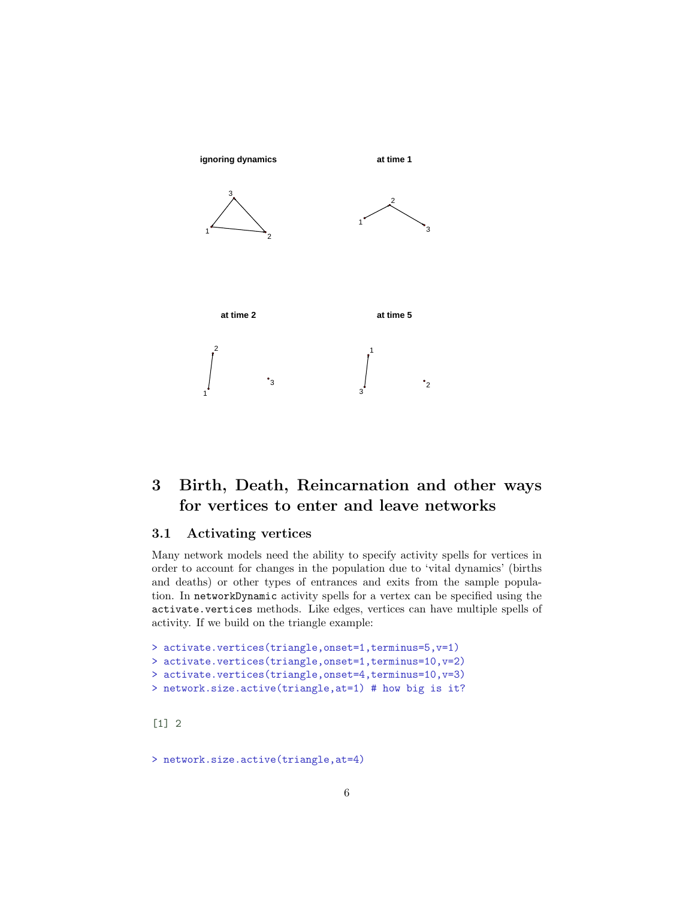# 3 Birth, Death, Reincarnation and other ways for vertices to enter and leave networks

## 3.1 Activating vertices

Many network models need the ability to specify activity spells for vertices in order to account for changes in the population due to 'vital dynamics' (births and deaths) or other types of entrances and exits from the sample population. In `networkDynamic` activity spells for a vertex can be specified using the `activate.vertices` methods. Like edges, vertices can have multiple spells of activity. If we build on the triangle example:

```
> activate.vertices(triangle,onset=1,terminus=5,v=1)
> activate.vertices(triangle,onset=1,terminus=10,v=2)
> activate.vertices(triangle,onset=4,terminus=10,v=3)
> network.size.active(triangle,at=1) # how big is it?
```

```
[1] 2
```

```
> network.size.active(triangle,at=4)
```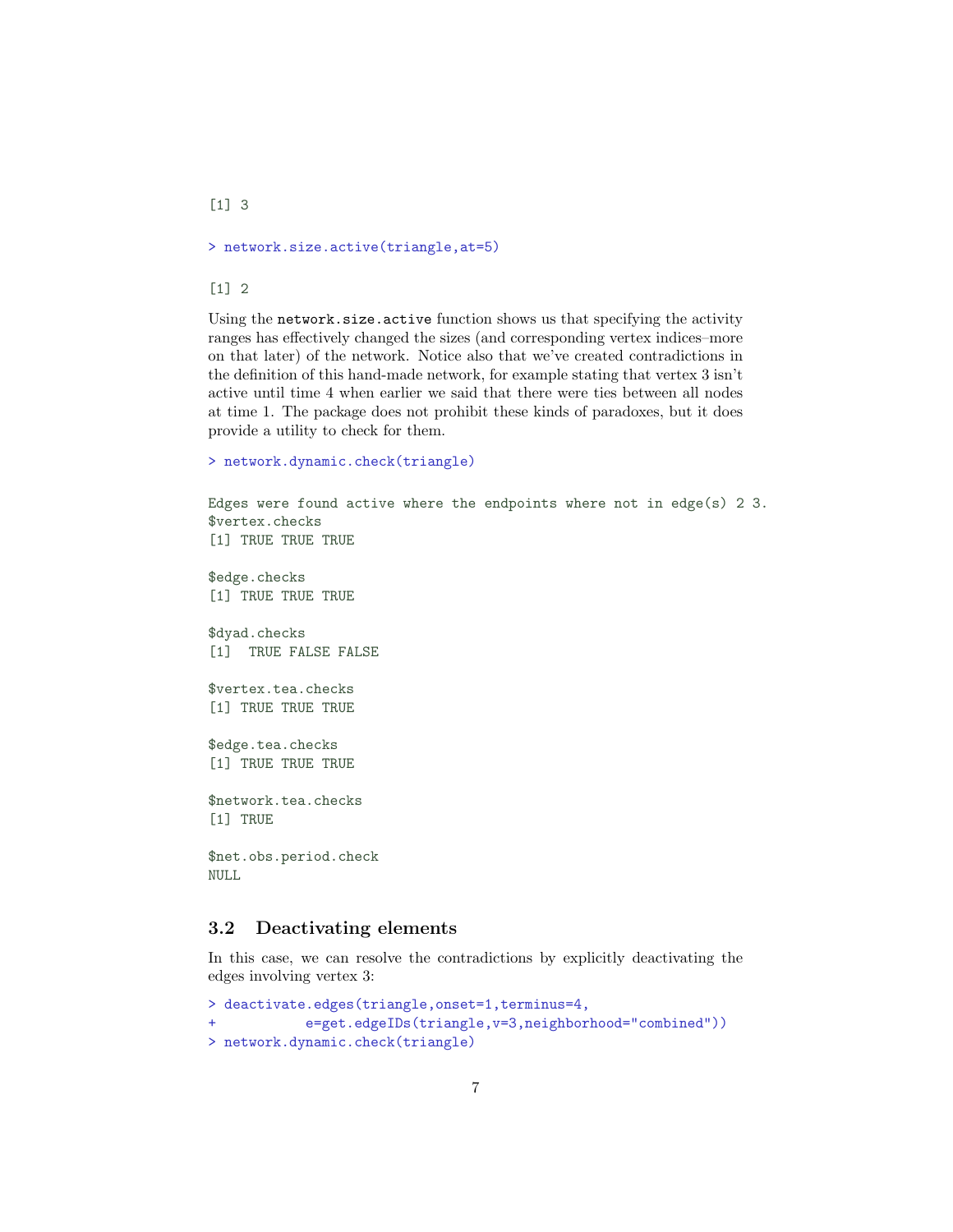```
[1] 3

> network.size.active(triangle,at=5)

[1] 2
```

Using the `network.size.active` function shows us that specifying the activity ranges has effectively changed the sizes (and corresponding vertex indices–more on that later) of the network. Notice also that we've created contradictions in the definition of this hand-made network, for example stating that vertex 3 isn't active until time 4 when earlier we said that there were ties between all nodes at time 1. The package does not prohibit these kinds of paradoxes, but it does provide a utility to check for them.

```
> network.dynamic.check(triangle)

Edges were found active where the endpoints where not in edge(s) 2 3.
$vertex.checks
[1] TRUE TRUE TRUE

$edge.checks
[1] TRUE TRUE TRUE

$dyad.checks
[1]  TRUE FALSE FALSE

$vertex.tea.checks
[1] TRUE TRUE TRUE

$edge.tea.checks
[1] TRUE TRUE TRUE

$network.tea.checks
[1] TRUE

$net.obs.period.check
NULL
```

### 3.2 Deactivating elements

In this case, we can resolve the contradictions by explicitly deactivating the edges involving vertex 3:

```
> deactivate.edges(triangle,onset=1,terminus=4,
+          e=get.edgeIDs(triangle,v=3,neighborhood="combined"))
> network.dynamic.check(triangle)
```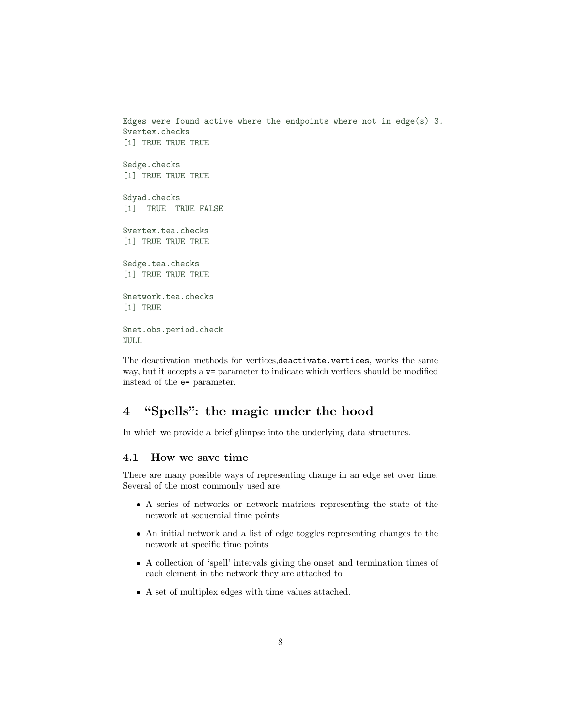```
Edges were found active where the endpoints where not in edge(s) 3.
$vertex.checks
[1] TRUE TRUE TRUE

$edge.checks
[1] TRUE TRUE TRUE

$dyad.checks
[1]  TRUE  TRUE FALSE

$vertex.tea.checks
[1] TRUE TRUE TRUE

$edge.tea.checks
[1] TRUE TRUE TRUE

$network.tea.checks
[1] TRUE

$net.obs.period.check
NULL
```

The deactivation methods for vertices,`deactivate.vertices`, works the same way, but it accepts a `v=` parameter to indicate which vertices should be modified instead of the `e=` parameter.

# 4 "Spells": the magic under the hood

In which we provide a brief glimpse into the underlying data structures.

## 4.1 How we save time

There are many possible ways of representing change in an edge set over time. Several of the most commonly used are:

- A series of networks or network matrices representing the state of the network at sequential time points
- An initial network and a list of edge toggles representing changes to the network at specific time points
- A collection of 'spell' intervals giving the onset and termination times of each element in the network they are attached to
- A set of multiplex edges with time values attached.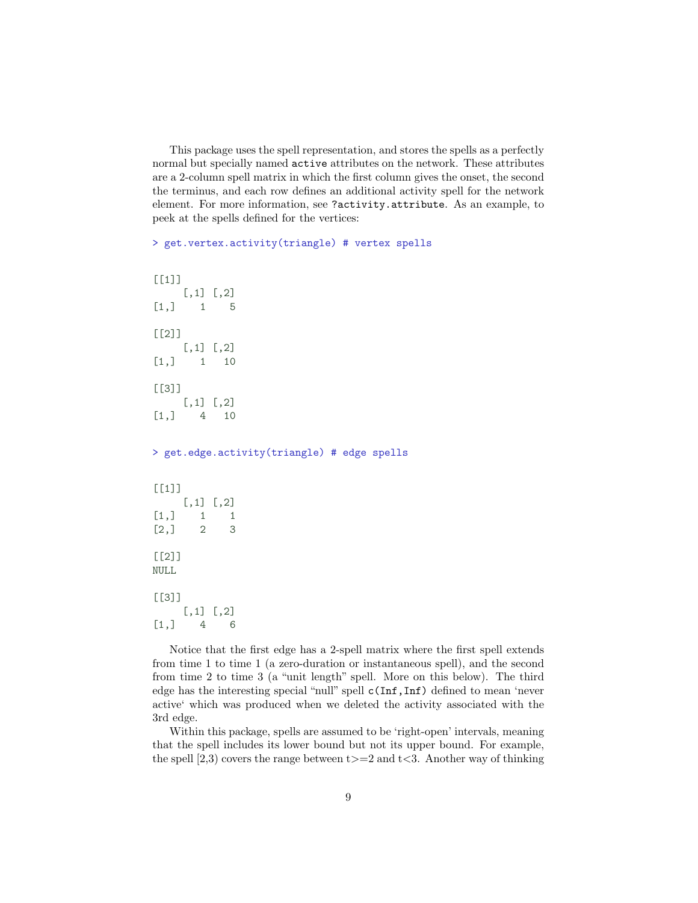This package uses the spell representation, and stores the spells as a perfectly normal but specially named `active` attributes on the network. These attributes are a 2-column spell matrix in which the first column gives the onset, the second the terminus, and each row defines an additional activity spell for the network element. For more information, see `?activity.attribute`. As an example, to peek at the spells defined for the vertices:

```
> get.vertex.activity(triangle) # vertex spells
```

```
[[1]]
     [,1] [,2]
[1,]    1    5

[[2]]
     [,1] [,2]
[1,]    1   10

[[3]]
     [,1] [,2]
[1,]    4   10
```

```
> get.edge.activity(triangle) # edge spells
```

```
[[1]]
     [,1] [,2]
[1,]    1    1
[2,]    2    3

[[2]]
NULL

[[3]]
     [,1] [,2]
[1,]    4    6
```

Notice that the first edge has a 2-spell matrix where the first spell extends from time 1 to time 1 (a zero-duration or instantaneous spell), and the second from time 2 to time 3 (a "unit length" spell. More on this below). The third edge has the interesting special "null" spell `c(Inf,Inf)` defined to mean 'never active' which was produced when we deleted the activity associated with the 3rd edge.

Within this package, spells are assumed to be 'right-open' intervals, meaning that the spell includes its lower bound but not its upper bound. For example, the spell [2,3) covers the range between t>=2 and t<3. Another way of thinking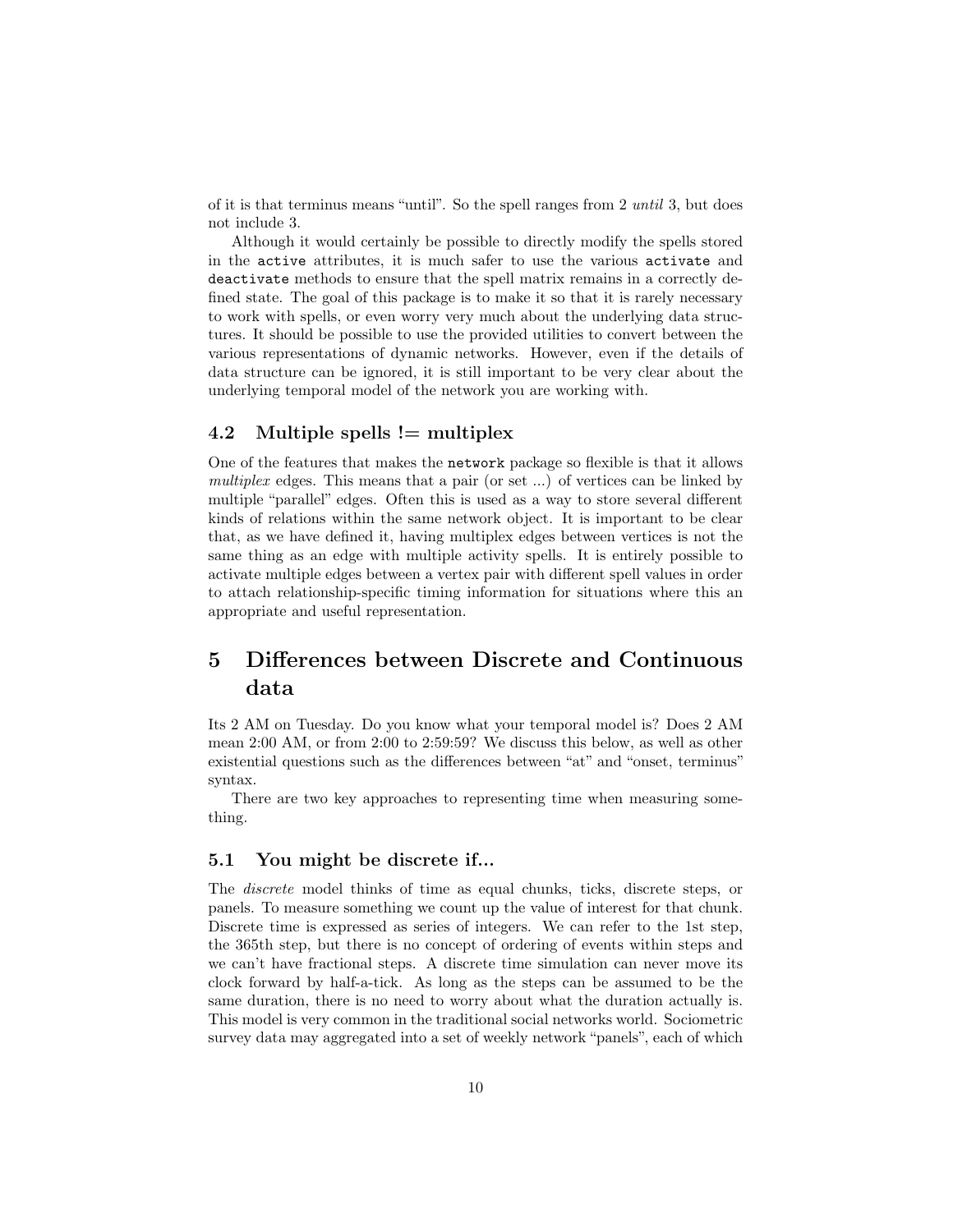of it is that terminus means "until". So the spell ranges from 2 *until* 3, but does not include 3.

Although it would certainly be possible to directly modify the spells stored in the `active` attributes, it is much safer to use the various `activate` and `deactivate` methods to ensure that the spell matrix remains in a correctly defined state. The goal of this package is to make it so that it is rarely necessary to work with spells, or even worry very much about the underlying data structures. It should be possible to use the provided utilities to convert between the various representations of dynamic networks. However, even if the details of data structure can be ignored, it is still important to be very clear about the underlying temporal model of the network you are working with.

### 4.2 Multiple spells != multiplex

One of the features that makes the `network` package so flexible is that it allows *multiplex* edges. This means that a pair (or set ...) of vertices can be linked by multiple "parallel" edges. Often this is used as a way to store several different kinds of relations within the same network object. It is important to be clear that, as we have defined it, having multiplex edges between vertices is not the same thing as an edge with multiple activity spells. It is entirely possible to activate multiple edges between a vertex pair with different spell values in order to attach relationship-specific timing information for situations where this an appropriate and useful representation.

## 5 Differences between Discrete and Continuous data

Its 2 AM on Tuesday. Do you know what your temporal model is? Does 2 AM mean 2:00 AM, or from 2:00 to 2:59:59? We discuss this below, as well as other existential questions such as the differences between "at" and "onset, terminus" syntax.

There are two key approaches to representing time when measuring something.

### 5.1 You might be discrete if...

The *discrete* model thinks of time as equal chunks, ticks, discrete steps, or panels. To measure something we count up the value of interest for that chunk. Discrete time is expressed as series of integers. We can refer to the 1st step, the 365th step, but there is no concept of ordering of events within steps and we can't have fractional steps. A discrete time simulation can never move its clock forward by half-a-tick. As long as the steps can be assumed to be the same duration, there is no need to worry about what the duration actually is. This model is very common in the traditional social networks world. Sociometric survey data may aggregated into a set of weekly network "panels", each of which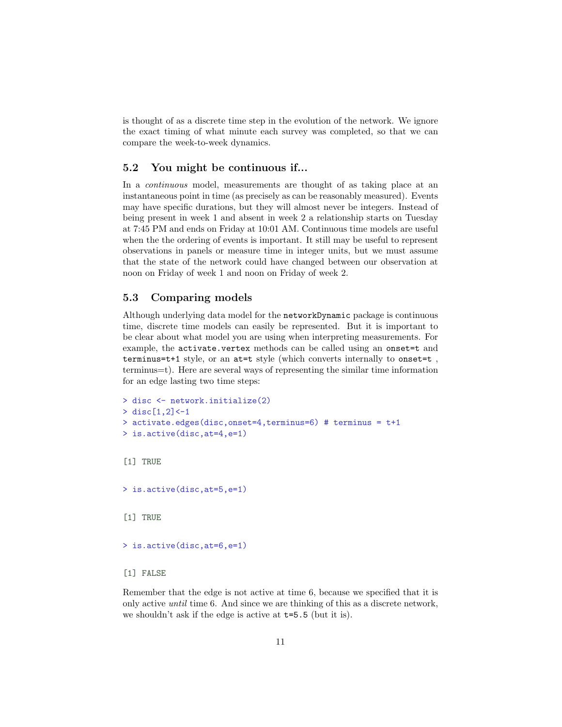is thought of as a discrete time step in the evolution of the network. We ignore the exact timing of what minute each survey was completed, so that we can compare the week-to-week dynamics.

### 5.2 You might be continuous if...

In a *continuous* model, measurements are thought of as taking place at an instantaneous point in time (as precisely as can be reasonably measured). Events may have specific durations, but they will almost never be integers. Instead of being present in week 1 and absent in week 2 a relationship starts on Tuesday at 7:45 PM and ends on Friday at 10:01 AM. Continuous time models are useful when the the ordering of events is important. It still may be useful to represent observations in panels or measure time in integer units, but we must assume that the state of the network could have changed between our observation at noon on Friday of week 1 and noon on Friday of week 2.

### 5.3 Comparing models

Although underlying data model for the `networkDynamic` package is continuous time, discrete time models can easily be represented. But it is important to be clear about what model you are using when interpreting measurements. For example, the `activate.vertex` methods can be called using an `onset=t` and `terminus=t+1` style, or an `at=t` style (which converts internally to `onset=t` , terminus=t). Here are several ways of representing the similar time information for an edge lasting two time steps:

```
> disc <- network.initialize(2)
> disc[1,2]<-1
> activate.edges(disc,onset=4,terminus=6) # terminus = t+1
> is.active(disc,at=4,e=1)

[1] TRUE

> is.active(disc,at=5,e=1)

[1] TRUE

> is.active(disc,at=6,e=1)

[1] FALSE
```

Remember that the edge is not active at time 6, because we specified that it is only active *until* time 6. And since we are thinking of this as a discrete network, we shouldn't ask if the edge is active at `t=5.5` (but it is).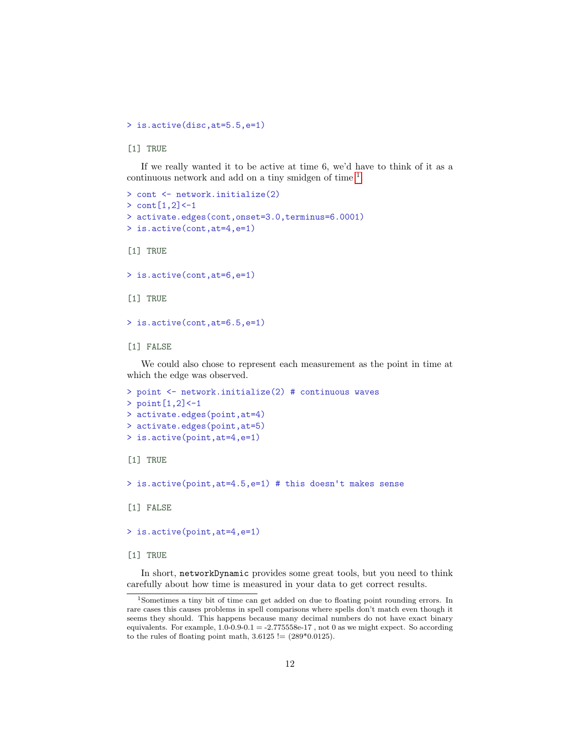```
> is.active(disc,at=5.5,e=1)

[1] TRUE
```

If we really wanted it to be active at time 6, we'd have to think of it as a continuous network and add on a tiny smidgen of time.[1]

```
> cont <- network.initialize(2)
> cont[1,2]<-1
> activate.edges(cont,onset=3.0,terminus=6.0001)
> is.active(cont,at=4,e=1)

[1] TRUE

> is.active(cont,at=6,e=1)

[1] TRUE

> is.active(cont,at=6.5,e=1)

[1] FALSE
```

We could also chose to represent each measurement as the point in time at which the edge was observed.

```
> point <- network.initialize(2) # continuous waves
> point[1,2]<-1
> activate.edges(point,at=4)
> activate.edges(point,at=5)
> is.active(point,at=4,e=1)

[1] TRUE

> is.active(point,at=4.5,e=1) # this doesn't makes sense

[1] FALSE

> is.active(point,at=4,e=1)

[1] TRUE
```

In short, `networkDynamic` provides some great tools, but you need to think carefully about how time is measured in your data to get correct results.

---

[1] Sometimes a tiny bit of time can get added on due to floating point rounding errors. In rare cases this causes problems in spell comparisons where spells don't match even though it seems they should. This happens because many decimal numbers do not have exact binary equivalents. For example, 1.0-0.9-0.1 = -2.775558e-17 , not 0 as we might expect. So according to the rules of floating point math, 3.6125 != (289*0.0125).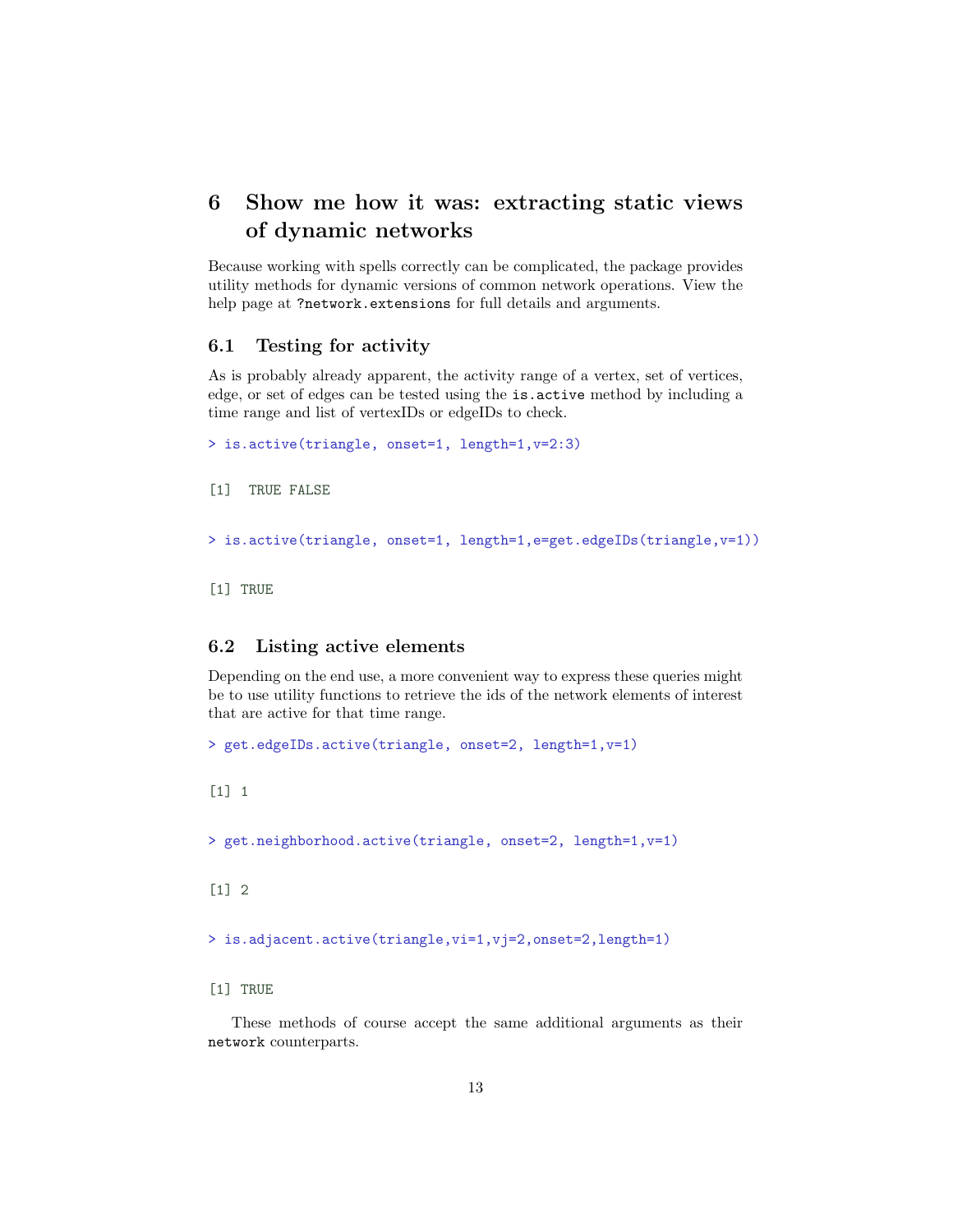# 6 Show me how it was: extracting static views of dynamic networks

Because working with spells correctly can be complicated, the package provides utility methods for dynamic versions of common network operations. View the help page at `?network.extensions` for full details and arguments.

## 6.1 Testing for activity

As is probably already apparent, the activity range of a vertex, set of vertices, edge, or set of edges can be tested using the `is.active` method by including a time range and list of vertexIDs or edgeIDs to check.

```
> is.active(triangle, onset=1, length=1,v=2:3)

[1]  TRUE FALSE

> is.active(triangle, onset=1, length=1,e=get.edgeIDs(triangle,v=1))

[1] TRUE
```

## 6.2 Listing active elements

Depending on the end use, a more convenient way to express these queries might be to use utility functions to retrieve the ids of the network elements of interest that are active for that time range.

```
> get.edgeIDs.active(triangle, onset=2, length=1,v=1)

[1] 1

> get.neighborhood.active(triangle, onset=2, length=1,v=1)

[1] 2

> is.adjacent.active(triangle,vi=1,vj=2,onset=2,length=1)

[1] TRUE
```

These methods of course accept the same additional arguments as their `network` counterparts.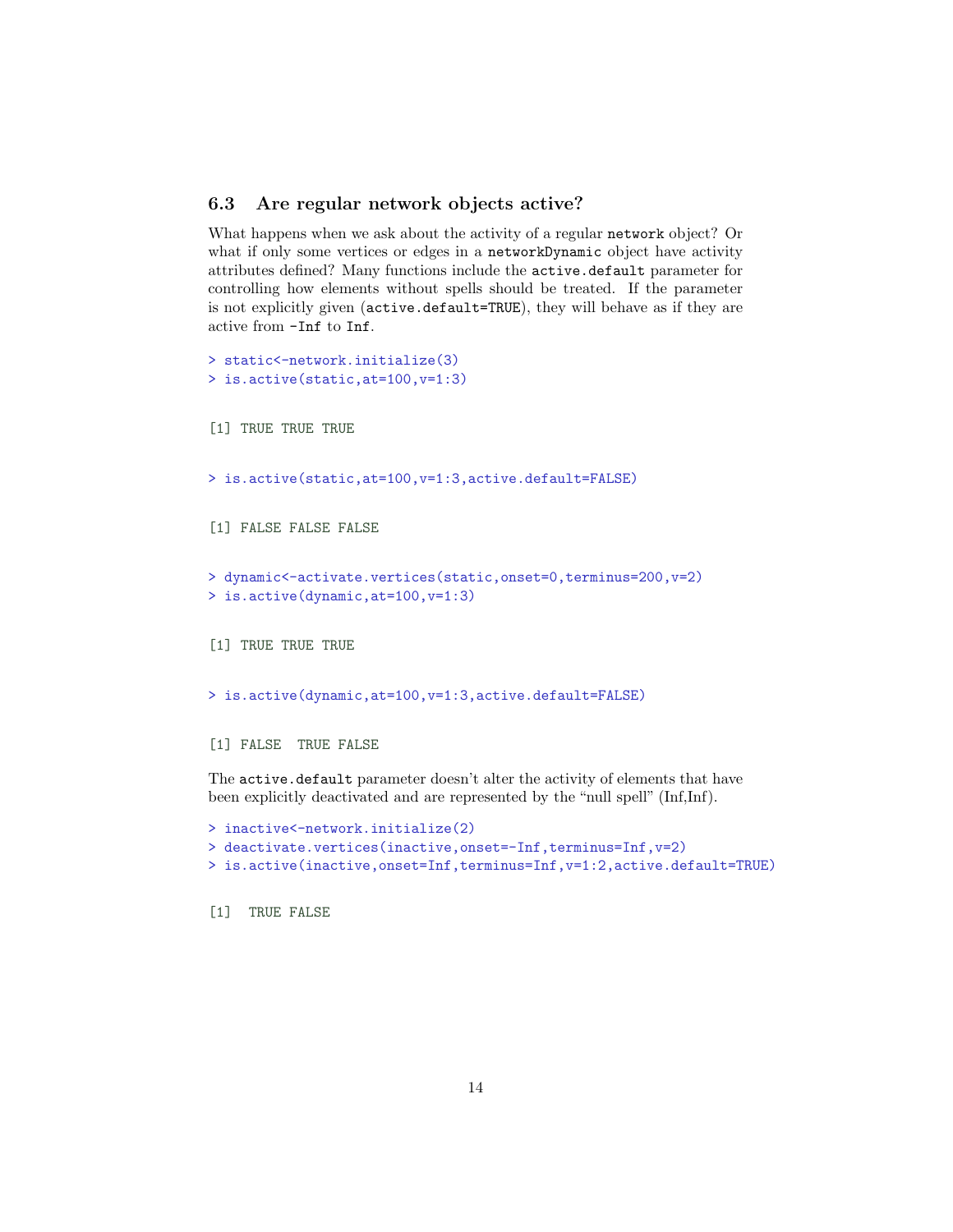## 6.3 Are regular network objects active?

What happens when we ask about the activity of a regular `network` object? Or what if only some vertices or edges in a `networkDynamic` object have activity attributes defined? Many functions include the `active.default` parameter for controlling how elements without spells should be treated. If the parameter is not explicitly given (`active.default=TRUE`), they will behave as if they are active from `-Inf` to `Inf`.

```
> static<-network.initialize(3)
> is.active(static,at=100,v=1:3)

[1] TRUE TRUE TRUE

> is.active(static,at=100,v=1:3,active.default=FALSE)

[1] FALSE FALSE FALSE

> dynamic<-activate.vertices(static,onset=0,terminus=200,v=2)
> is.active(dynamic,at=100,v=1:3)

[1] TRUE TRUE TRUE

> is.active(dynamic,at=100,v=1:3,active.default=FALSE)

[1] FALSE  TRUE FALSE
```

The `active.default` parameter doesn't alter the activity of elements that have been explicitly deactivated and are represented by the "null spell" (Inf,Inf).

```
> inactive<-network.initialize(2)
> deactivate.vertices(inactive,onset=-Inf,terminus=Inf,v=2)
> is.active(inactive,onset=Inf,terminus=Inf,v=1:2,active.default=TRUE)

[1]  TRUE FALSE
```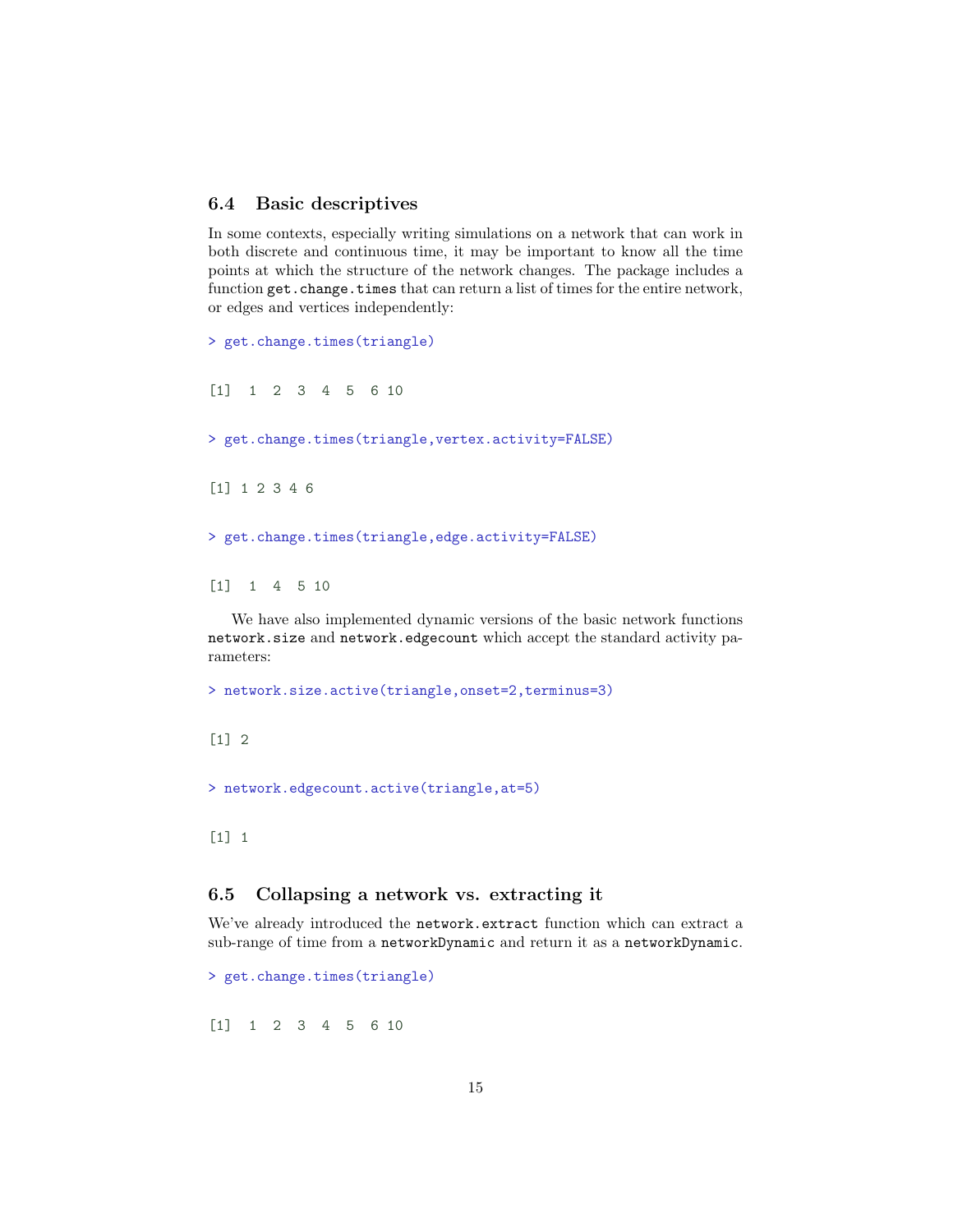### 6.4 Basic descriptives

In some contexts, especially writing simulations on a network that can work in both discrete and continuous time, it may be important to know all the time points at which the structure of the network changes. The package includes a function `get.change.times` that can return a list of times for the entire network, or edges and vertices independently:

```
> get.change.times(triangle)
```

```
[1]  1  2  3  4  5  6 10
```

```
> get.change.times(triangle,vertex.activity=FALSE)
```

```
[1] 1 2 3 4 6
```

```
> get.change.times(triangle,edge.activity=FALSE)
```

```
[1]  1  4  5 10
```

We have also implemented dynamic versions of the basic network functions `network.size` and `network.edgecount` which accept the standard activity parameters:

```
> network.size.active(triangle,onset=2,terminus=3)
```

```
[1] 2
```

```
> network.edgecount.active(triangle,at=5)
```

```
[1] 1
```

### 6.5 Collapsing a network vs. extracting it

We've already introduced the `network.extract` function which can extract a sub-range of time from a `networkDynamic` and return it as a `networkDynamic`.

```
> get.change.times(triangle)
```

```
[1]  1  2  3  4  5  6 10
```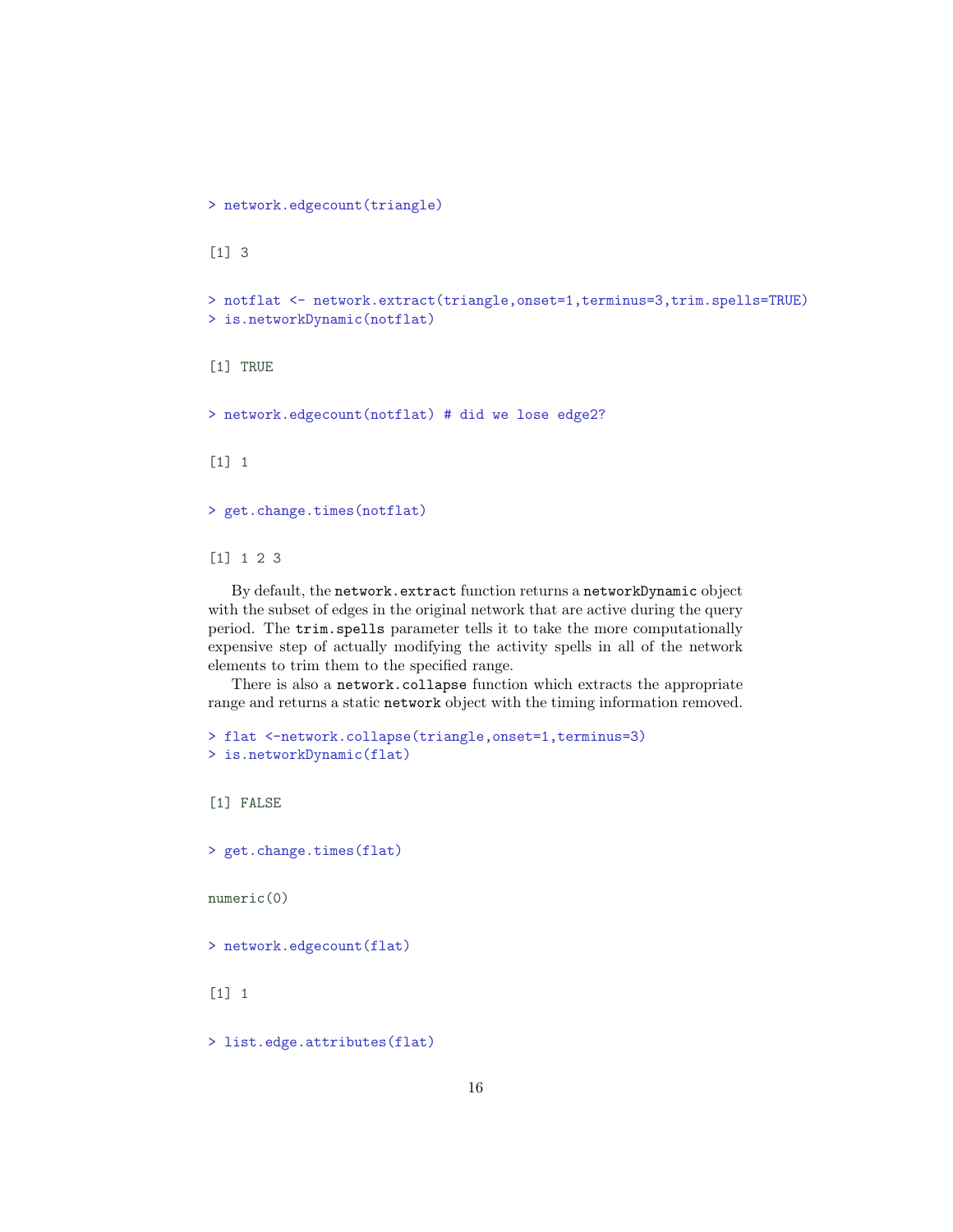```
> network.edgecount(triangle)
```

```
[1] 3
```

```
> notflat <- network.extract(triangle,onset=1,terminus=3,trim.spells=TRUE)
> is.networkDynamic(notflat)
```

```
[1] TRUE
```

```
> network.edgecount(notflat) # did we lose edge2?
```

```
[1] 1
```

```
> get.change.times(notflat)
```

```
[1] 1 2 3
```

By default, the `network.extract` function returns a `networkDynamic` object with the subset of edges in the original network that are active during the query period. The `trim.spells` parameter tells it to take the more computationally expensive step of actually modifying the activity spells in all of the network elements to trim them to the specified range.

There is also a `network.collapse` function which extracts the appropriate range and returns a static `network` object with the timing information removed.

```
> flat <-network.collapse(triangle,onset=1,terminus=3)
> is.networkDynamic(flat)
```

```
[1] FALSE
```

```
> get.change.times(flat)
```

```
numeric(0)
```

```
> network.edgecount(flat)
```

```
[1] 1
```

```
> list.edge.attributes(flat)
```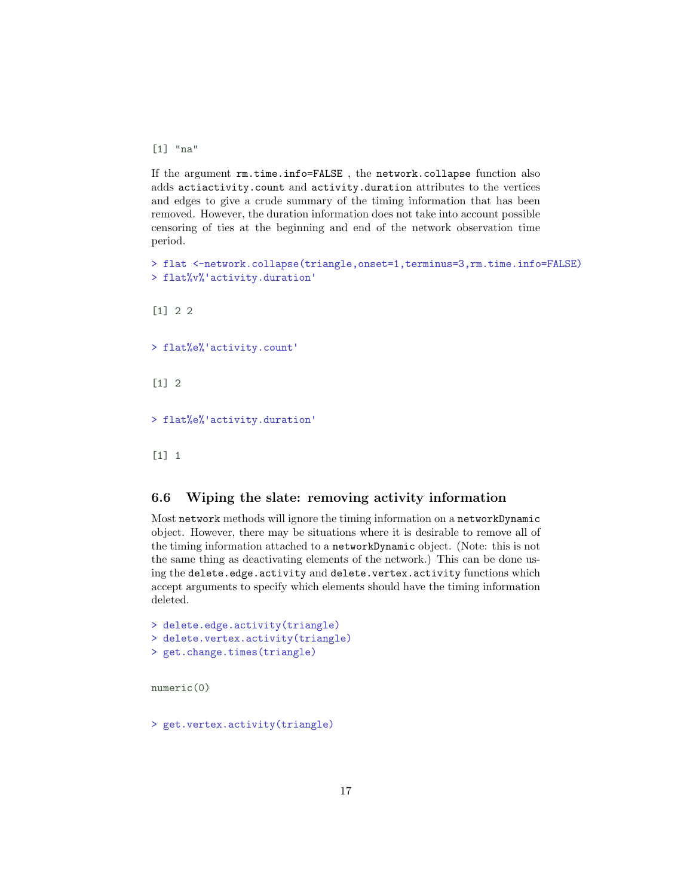```
[1] "na"
```

If the argument `rm.time.info=FALSE` , the `network.collapse` function also adds `actiactivity.count` and `activity.duration` attributes to the vertices and edges to give a crude summary of the timing information that has been removed. However, the duration information does not take into account possible censoring of ties at the beginning and end of the network observation time period.

```
> flat <-network.collapse(triangle,onset=1,terminus=3,rm.time.info=FALSE)
> flat%v%'activity.duration'

[1] 2 2

> flat%e%'activity.count'

[1] 2

> flat%e%'activity.duration'

[1] 1
```

### 6.6 Wiping the slate: removing activity information

Most `network` methods will ignore the timing information on a `networkDynamic` object. However, there may be situations where it is desirable to remove all of the timing information attached to a `networkDynamic` object. (Note: this is not the same thing as deactivating elements of the network.) This can be done using the `delete.edge.activity` and `delete.vertex.activity` functions which accept arguments to specify which elements should have the timing information deleted.

```
> delete.edge.activity(triangle)
> delete.vertex.activity(triangle)
> get.change.times(triangle)

numeric(0)

> get.vertex.activity(triangle)
```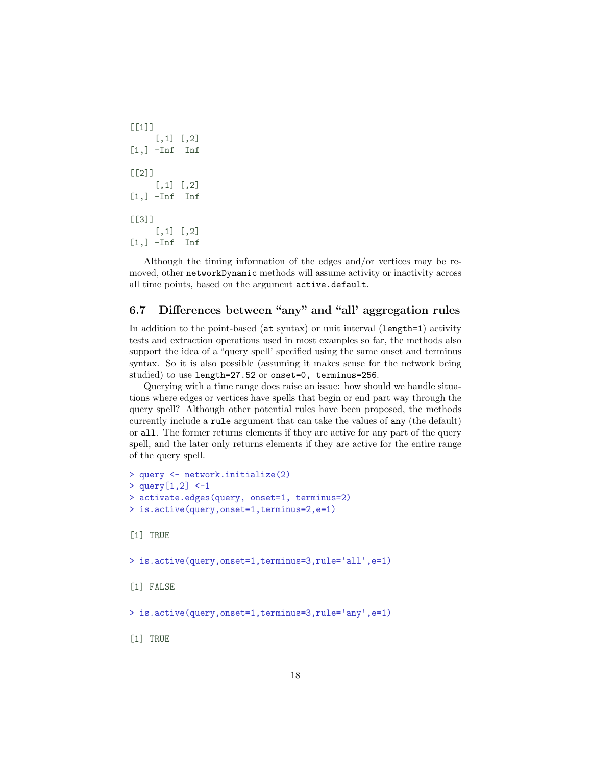```
[[1]]
     [,1] [,2]
[1,] -Inf  Inf

[[2]]
     [,1] [,2]
[1,] -Inf  Inf

[[3]]
     [,1] [,2]
[1,] -Inf  Inf
```

Although the timing information of the edges and/or vertices may be removed, other `networkDynamic` methods will assume activity or inactivity across all time points, based on the argument `active.default`.

### 6.7 Differences between "any" and "all' aggregation rules

In addition to the point-based (`at` syntax) or unit interval (`length=1`) activity tests and extraction operations used in most examples so far, the methods also support the idea of a "query spell' specified using the same onset and terminus syntax. So it is also possible (assuming it makes sense for the network being studied) to use `length=27.52` or `onset=0, terminus=256`.

Querying with a time range does raise an issue: how should we handle situations where edges or vertices have spells that begin or end part way through the query spell? Although other potential rules have been proposed, the methods currently include a `rule` argument that can take the values of `any` (the default) or `all`. The former returns elements if they are active for any part of the query spell, and the later only returns elements if they are active for the entire range of the query spell.

```
> query <- network.initialize(2)
> query[1,2] <-1
> activate.edges(query, onset=1, terminus=2)
> is.active(query,onset=1,terminus=2,e=1)

[1] TRUE

> is.active(query,onset=1,terminus=3,rule='all',e=1)

[1] FALSE

> is.active(query,onset=1,terminus=3,rule='any',e=1)

[1] TRUE
```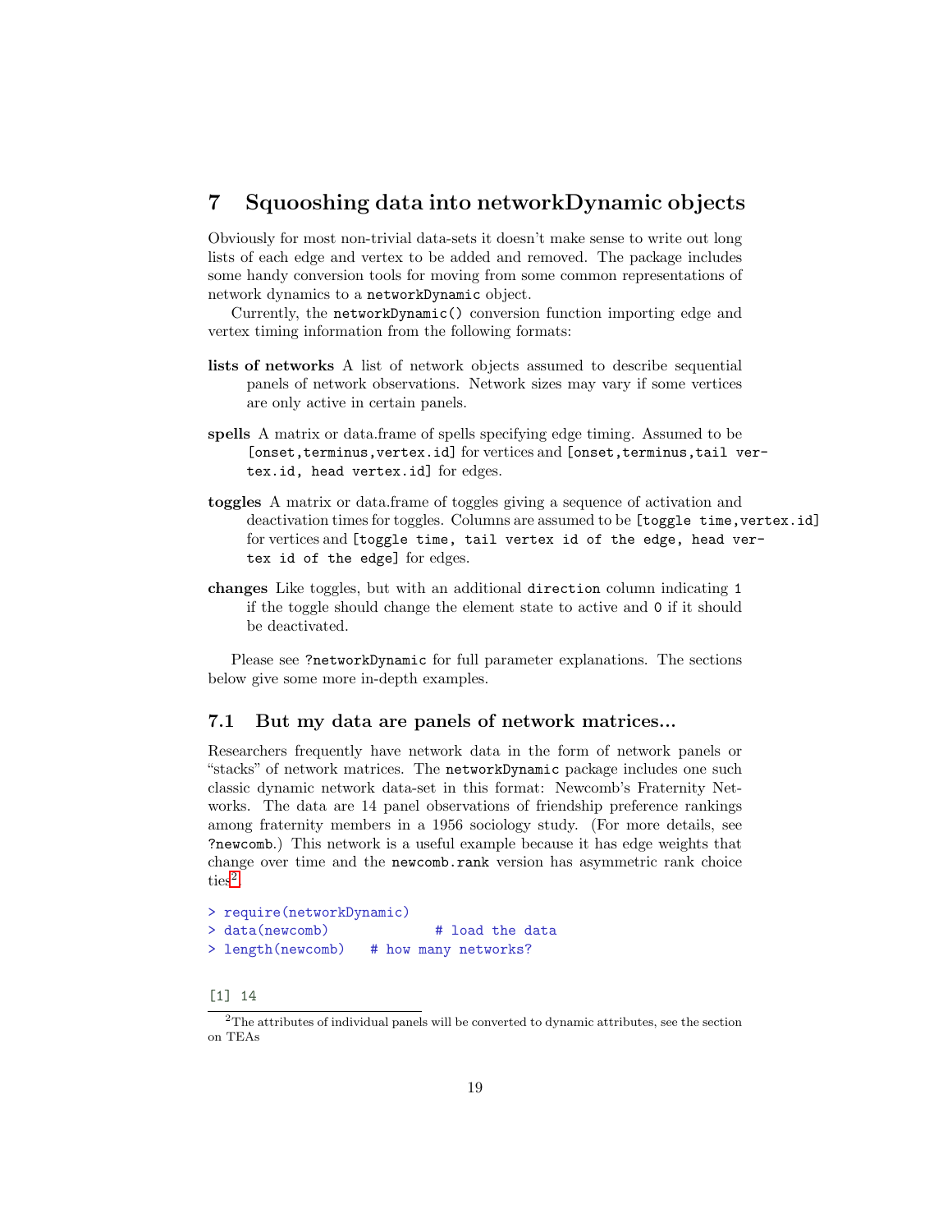# 7 Squooshing data into networkDynamic objects

Obviously for most non-trivial data-sets it doesn't make sense to write out long lists of each edge and vertex to be added and removed. The package includes some handy conversion tools for moving from some common representations of network dynamics to a `networkDynamic` object.

Currently, the `networkDynamic()` conversion function importing edge and vertex timing information from the following formats:

**lists of networks** A list of network objects assumed to describe sequential panels of network observations. Network sizes may vary if some vertices are only active in certain panels.

**spells** A matrix or data.frame of spells specifying edge timing. Assumed to be `[onset,terminus,vertex.id]` for vertices and `[onset,terminus,tail vertex.id, head vertex.id]` for edges.

**toggles** A matrix or data.frame of toggles giving a sequence of activation and deactivation times for toggles. Columns are assumed to be `[toggle time,vertex.id]` for vertices and `[toggle time, tail vertex id of the edge, head vertex id of the edge]` for edges.

**changes** Like toggles, but with an additional `direction` column indicating `1` if the toggle should change the element state to active and `0` if it should be deactivated.

Please see `?networkDynamic` for full parameter explanations. The sections below give some more in-depth examples.

## 7.1 But my data are panels of network matrices...

Researchers frequently have network data in the form of network panels or "stacks" of network matrices. The `networkDynamic` package includes one such classic dynamic network data-set in this format: Newcomb's Fraternity Networks. The data are 14 panel observations of friendship preference rankings among fraternity members in a 1956 sociology study. (For more details, see `?newcomb`.) This network is a useful example because it has edge weights that change over time and the `newcomb.rank` version has asymmetric rank choice ties[2]

```
> require(networkDynamic)
> data(newcomb)            # load the data
> length(newcomb)   # how many networks?

[1] 14
```

[2]The attributes of individual panels will be converted to dynamic attributes, see the section on TEAs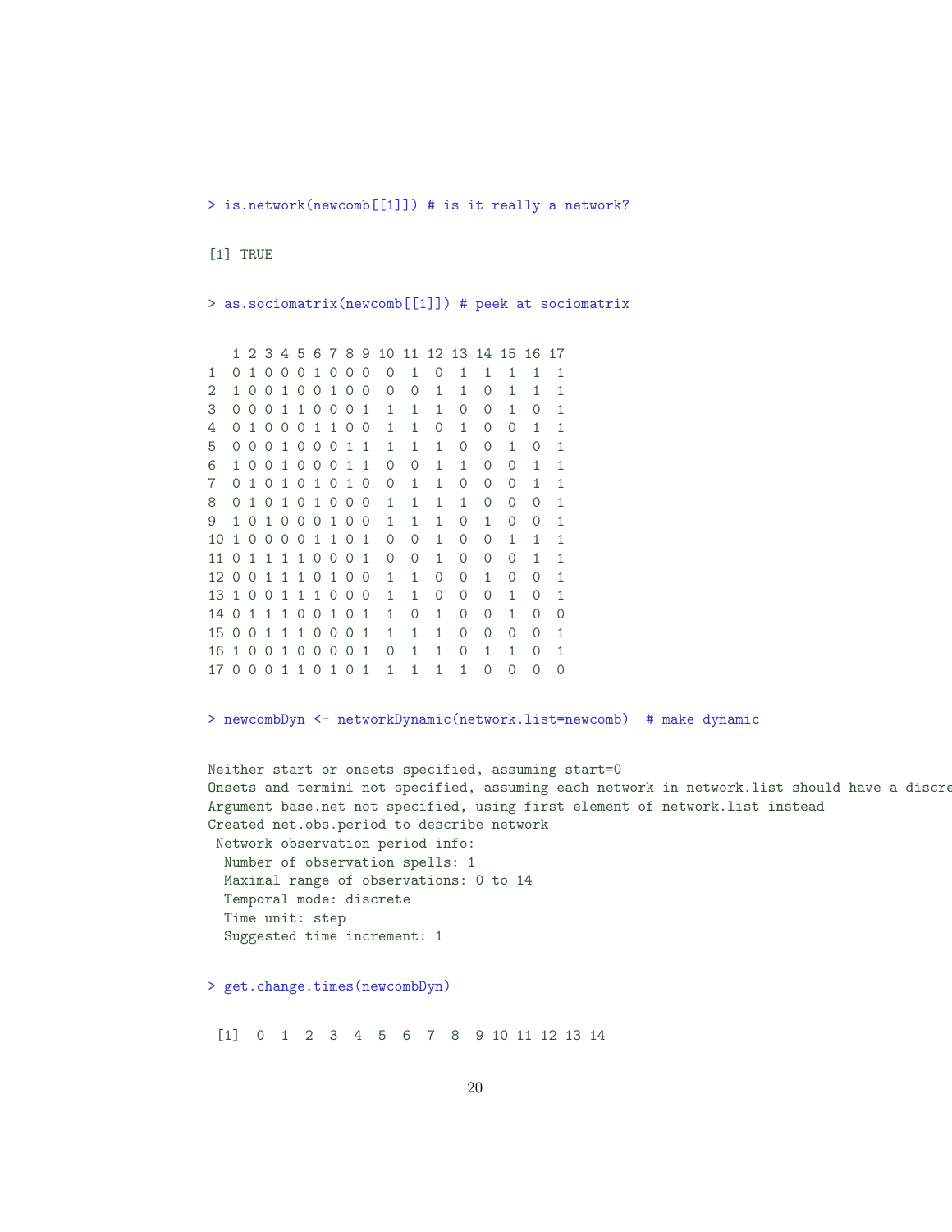```
> is.network(newcomb[[1]]) # is it really a network?

[1] TRUE

> as.sociomatrix(newcomb[[1]]) # peek at sociomatrix

   1 2 3 4 5 6 7 8 9 10 11 12 13 14 15 16 17
1  0 1 0 0 0 1 0 0 0  0  1  0  1  1  1  1  1
2  1 0 0 1 0 0 1 0 0  0  0  1  1  0  1  1  1
3  0 0 0 1 1 0 0 0 1  1  1  1  0  0  1  0  1
4  0 1 0 0 0 1 1 0 0  1  1  0  1  0  0  1  1
5  0 0 0 1 0 0 0 1 1  1  1  1  0  0  1  0  1
6  1 0 0 1 0 0 0 1 1  0  0  1  1  0  0  1  1
7  0 1 0 1 0 1 0 1 0  0  1  1  0  0  0  1  1
8  0 1 0 1 0 1 0 0 0  1  1  1  1  0  0  0  1
9  1 0 1 0 0 0 1 0 0  1  1  1  0  1  0  0  1
10 1 0 0 0 0 1 1 0 1  0  0  1  0  0  1  1  1
11 0 1 1 1 1 0 0 0 1  0  0  1  0  0  0  1  1
12 0 0 1 1 1 0 1 0 0  1  1  0  0  1  0  0  1
13 1 0 0 1 1 1 0 0 0  1  1  0  0  0  1  0  1
14 0 1 1 1 0 0 1 0 1  1  0  1  0  0  1  0  0
15 0 0 1 1 1 0 0 0 1  1  1  1  0  0  0  0  1
16 1 0 0 1 0 0 0 0 1  0  1  1  0  1  1  0  1
17 0 0 0 1 1 0 1 0 1  1  1  1  1  0  0  0  0

> newcombDyn <- networkDynamic(network.list=newcomb)  # make dynamic

Neither start or onsets specified, assuming start=0
Onsets and termini not specified, assuming each network in network.list should have a discre
Argument base.net not specified, using first element of network.list instead
Created net.obs.period to describe network
 Network observation period info:
  Number of observation spells: 1
  Maximal range of observations: 0 to 14
  Temporal mode: discrete
  Time unit: step
  Suggested time increment: 1

> get.change.times(newcombDyn)

 [1]  0  1  2  3  4  5  6  7  8  9 10 11 12 13 14
```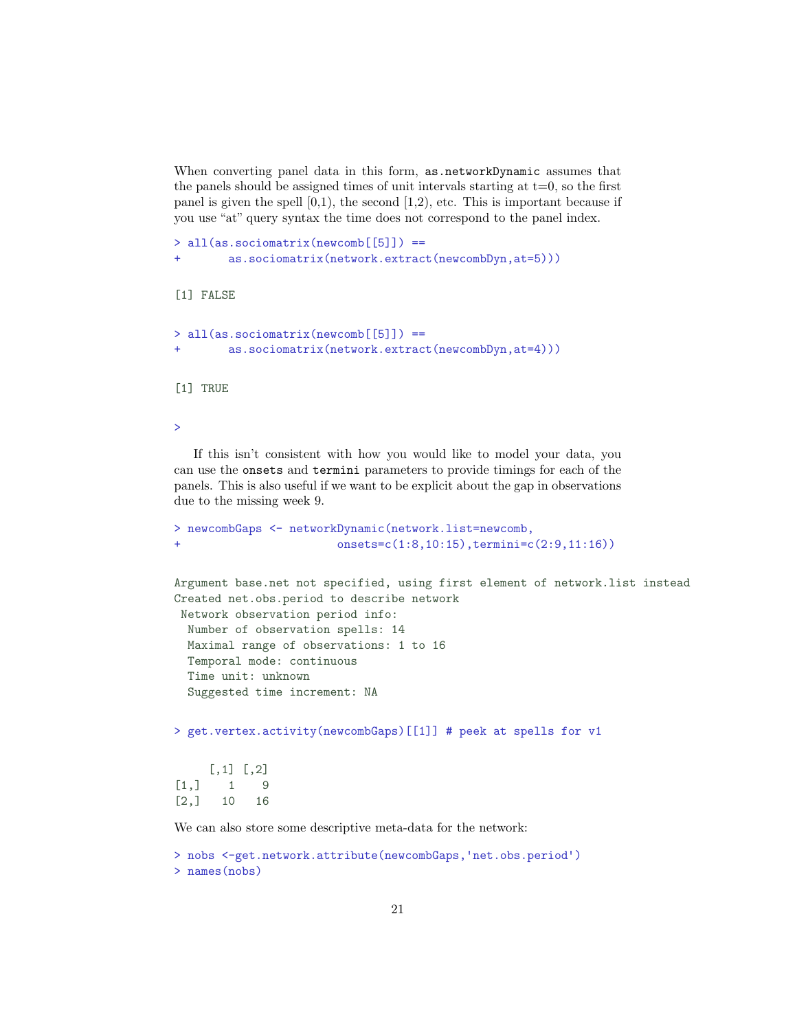When converting panel data in this form, `as.networkDynamic` assumes that the panels should be assigned times of unit intervals starting at t=0, so the first panel is given the spell [0,1), the second [1,2), etc. This is important because if you use "at" query syntax the time does not correspond to the panel index.

```
> all(as.sociomatrix(newcomb[[5]]) ==
+       as.sociomatrix(network.extract(newcombDyn,at=5)))

[1] FALSE

> all(as.sociomatrix(newcomb[[5]]) ==
+       as.sociomatrix(network.extract(newcombDyn,at=4)))

[1] TRUE

>
```

If this isn't consistent with how you would like to model your data, you can use the `onsets` and `termini` parameters to provide timings for each of the panels. This is also useful if we want to be explicit about the gap in observations due to the missing week 9.

```
> newcombGaps <- networkDynamic(network.list=newcomb,
+                       onsets=c(1:8,10:15),termini=c(2:9,11:16))

Argument base.net not specified, using first element of network.list instead
Created net.obs.period to describe network
 Network observation period info:
  Number of observation spells: 14
  Maximal range of observations: 1 to 16
  Temporal mode: continuous
  Time unit: unknown
  Suggested time increment: NA

> get.vertex.activity(newcombGaps)[[1]] # peek at spells for v1

     [,1] [,2]
[1,]    1    9
[2,]   10   16
```

We can also store some descriptive meta-data for the network:

```
> nobs <-get.network.attribute(newcombGaps,'net.obs.period')
> names(nobs)
```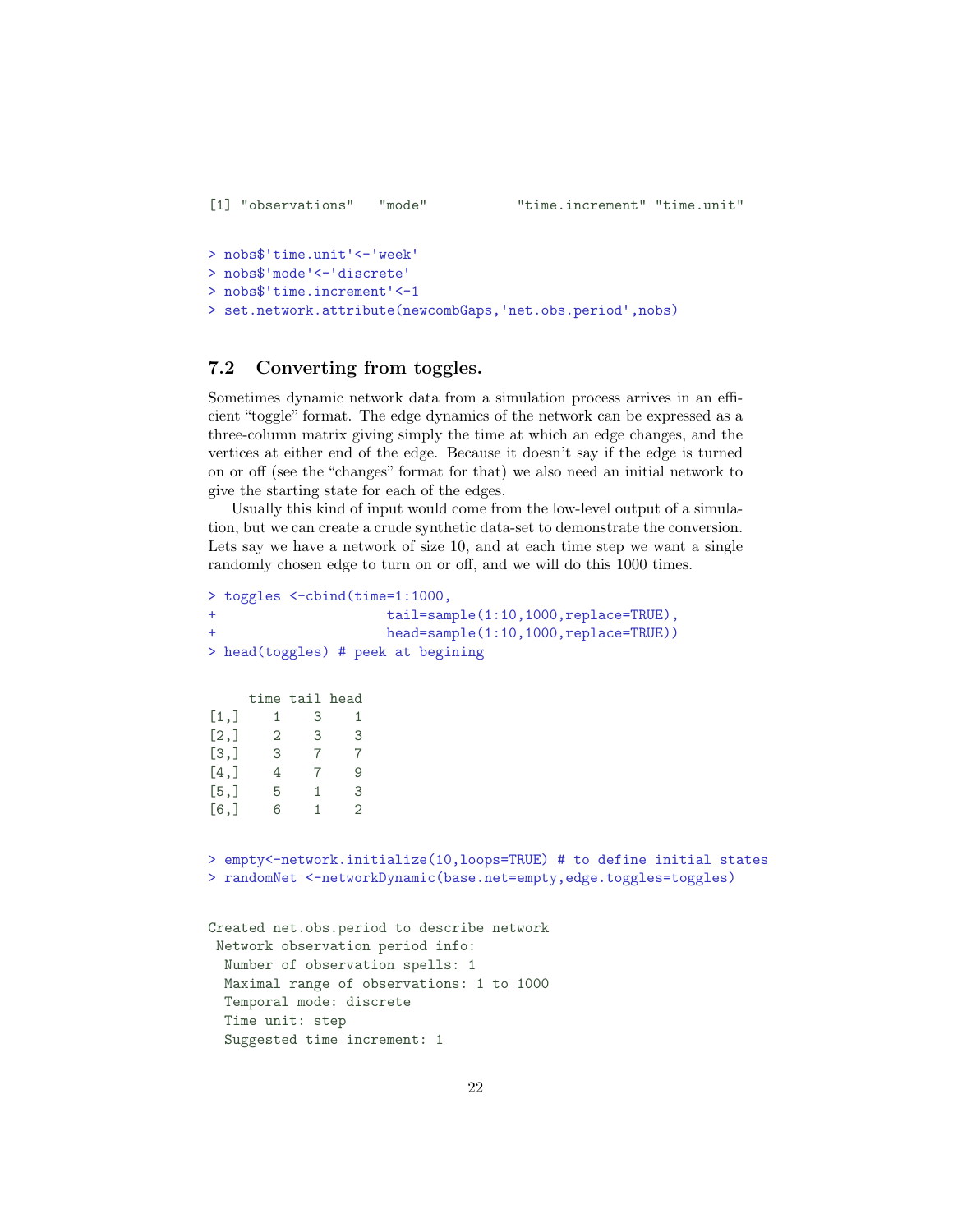```
[1] "observations"   "mode"           "time.increment" "time.unit"
```

```
> nobs$'time.unit'<-'week'
> nobs$'mode'<-'discrete'
> nobs$'time.increment'<-1
> set.network.attribute(newcombGaps,'net.obs.period',nobs)
```

### 7.2 Converting from toggles.

Sometimes dynamic network data from a simulation process arrives in an efficient "toggle" format. The edge dynamics of the network can be expressed as a three-column matrix giving simply the time at which an edge changes, and the vertices at either end of the edge. Because it doesn't say if the edge is turned on or off (see the "changes" format for that) we also need an initial network to give the starting state for each of the edges.

Usually this kind of input would come from the low-level output of a simulation, but we can create a crude synthetic data-set to demonstrate the conversion. Lets say we have a network of size 10, and at each time step we want a single randomly chosen edge to turn on or off, and we will do this 1000 times.

```
> toggles <-cbind(time=1:1000,
+                      tail=sample(1:10,1000,replace=TRUE),
+                      head=sample(1:10,1000,replace=TRUE))
> head(toggles) # peek at begining
```

```
     time tail head
[1,]    1    3    1
[2,]    2    3    3
[3,]    3    7    7
[4,]    4    7    9
[5,]    5    1    3
[6,]    6    1    2
```

```
> empty<-network.initialize(10,loops=TRUE) # to define initial states
> randomNet <-networkDynamic(base.net=empty,edge.toggles=toggles)
```

```
Created net.obs.period to describe network
 Network observation period info:
  Number of observation spells: 1
  Maximal range of observations: 1 to 1000
  Temporal mode: discrete
  Time unit: step
  Suggested time increment: 1
```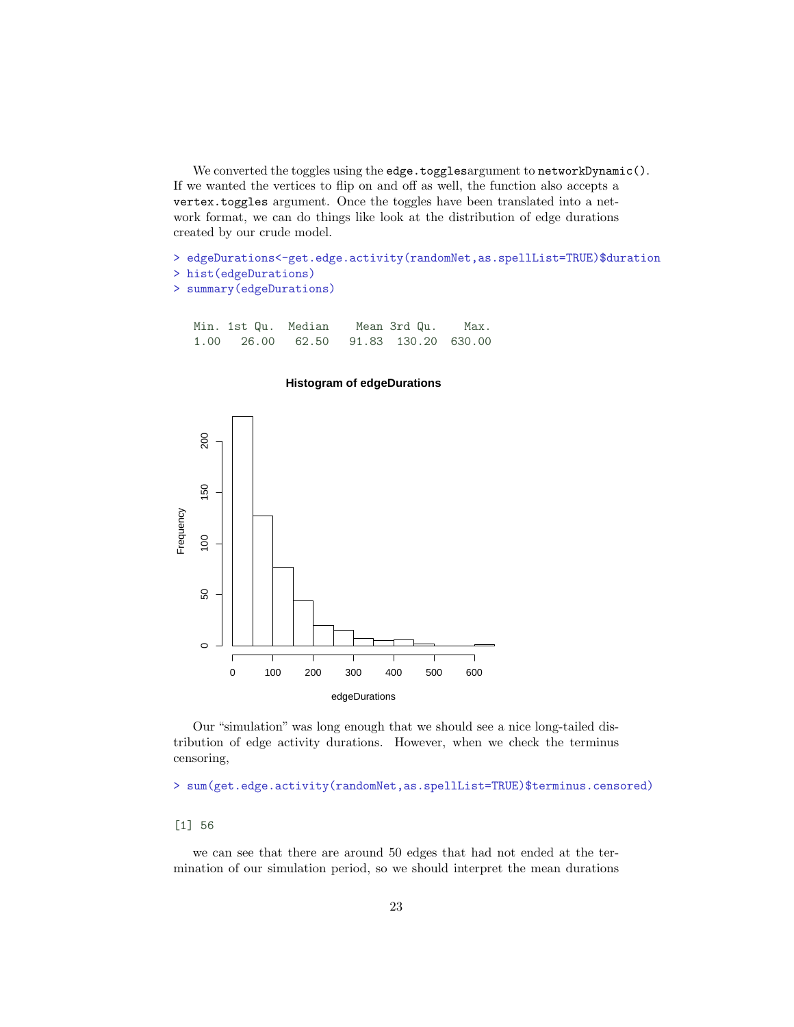We converted the toggles using the `edge.toggles`argument to `networkDynamic()`. If we wanted the vertices to flip on and off as well, the function also accepts a `vertex.toggles` argument. Once the toggles have been translated into a network format, we can do things like look at the distribution of edge durations created by our crude model.

```
> edgeDurations<-get.edge.activity(randomNet,as.spellList=TRUE)$duration
> hist(edgeDurations)
> summary(edgeDurations)
```

```
   Min. 1st Qu.  Median    Mean 3rd Qu.    Max. 
   1.00   26.00   62.50   91.83  130.20  630.00 
```

Our "simulation" was long enough that we should see a nice long-tailed distribution of edge activity durations. However, when we check the terminus censoring,

```
> sum(get.edge.activity(randomNet,as.spellList=TRUE)$terminus.censored)
```

```
[1] 56
```

we can see that there are around 50 edges that had not ended at the termination of our simulation period, so we should interpret the mean durations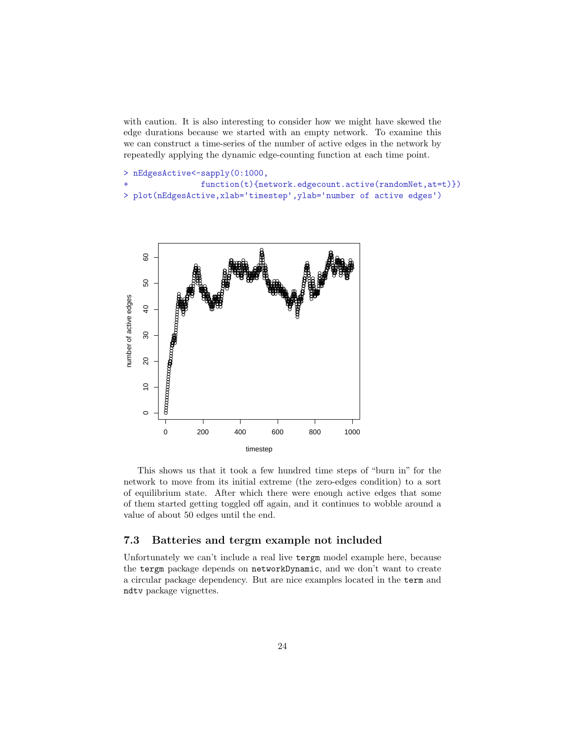with caution. It is also interesting to consider how we might have skewed the edge durations because we started with an empty network. To examine this we can construct a time-series of the number of active edges in the network by repeatedly applying the dynamic edge-counting function at each time point.

```
> nEdgesActive<-sapply(0:1000,
+                function(t){network.edgecount.active(randomNet,at=t)})
> plot(nEdgesActive,xlab='timestep',ylab='number of active edges')
```

This shows us that it took a few hundred time steps of "burn in" for the network to move from its initial extreme (the zero-edges condition) to a sort of equilibrium state. After which there were enough active edges that some of them started getting toggled off again, and it continues to wobble around a value of about 50 edges until the end.

### 7.3 Batteries and tergm example not included

Unfortunately we can't include a real live `tergm` model example here, because the `tergm` package depends on `networkDynamic`, and we don't want to create a circular package dependency. But are nice examples located in the `term` and `ndtv` package vignettes.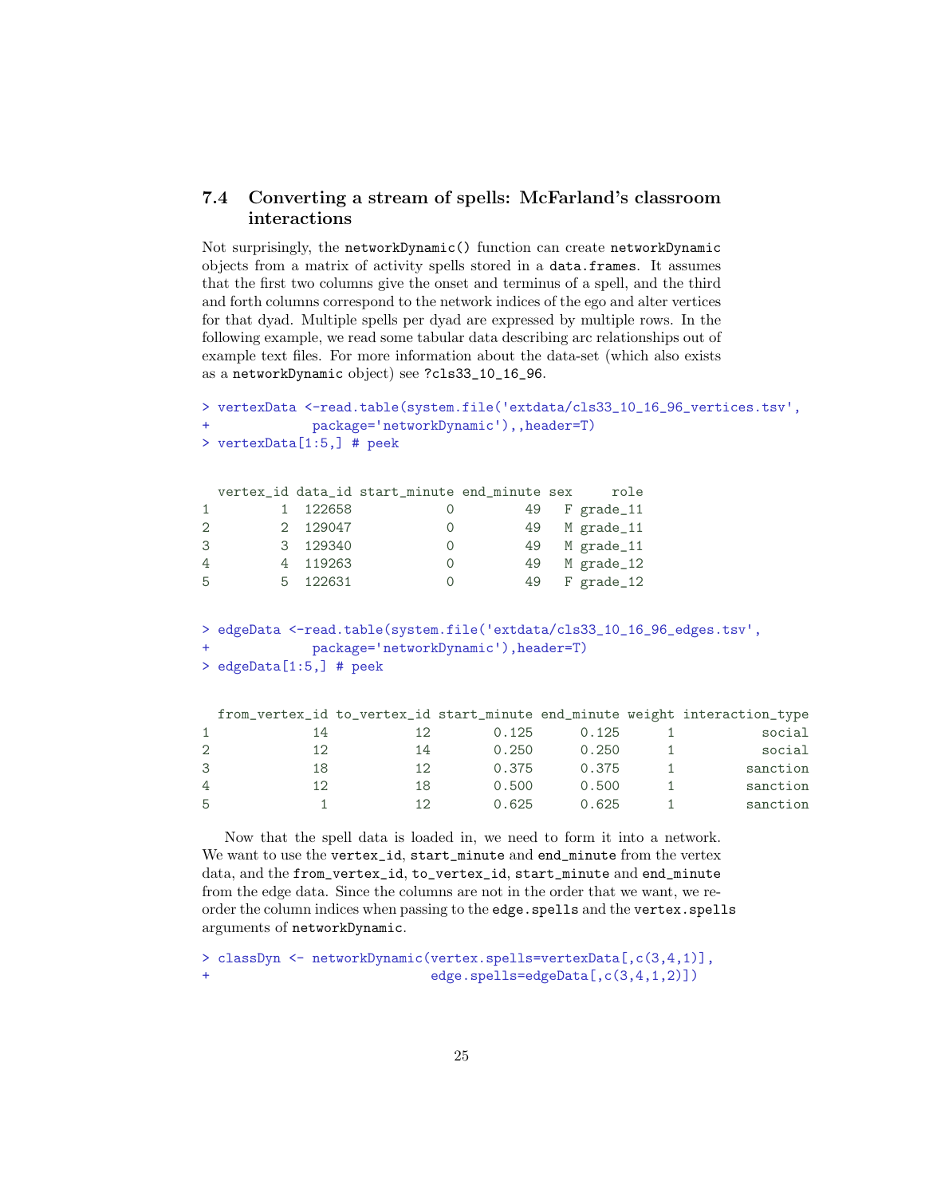### 7.4 Converting a stream of spells: McFarland's classroom interactions

Not surprisingly, the `networkDynamic()` function can create `networkDynamic` objects from a matrix of activity spells stored in a `data.frames`. It assumes that the first two columns give the onset and terminus of a spell, and the third and forth columns correspond to the network indices of the ego and alter vertices for that dyad. Multiple spells per dyad are expressed by multiple rows. In the following example, we read some tabular data describing arc relationships out of example text files. For more information about the data-set (which also exists as a `networkDynamic` object) see `?cls33_10_16_96`.

```
> vertexData <-read.table(system.file('extdata/cls33_10_16_96_vertices.tsv',
+            package='networkDynamic'),,header=T)
> vertexData[1:5,] # peek
```

```
  vertex_id data_id start_minute end_minute sex     role
1         1  122658            0         49   F grade_11
2         2  129047            0         49   M grade_11
3         3  129340            0         49   M grade_11
4         4  119263            0         49   M grade_12
5         5  122631            0         49   F grade_12
```

```
> edgeData <-read.table(system.file('extdata/cls33_10_16_96_edges.tsv',
+            package='networkDynamic'),header=T)
> edgeData[1:5,] # peek
```

```
  from_vertex_id to_vertex_id start_minute end_minute weight interaction_type
1             14           12        0.125      0.125      1           social
2             12           14        0.250      0.250      1           social
3             18           12        0.375      0.375      1         sanction
4             12           18        0.500      0.500      1         sanction
5              1           12        0.625      0.625      1         sanction
```

Now that the spell data is loaded in, we need to form it into a network. We want to use the `vertex_id`, `start_minute` and `end_minute` from the vertex data, and the `from_vertex_id`, `to_vertex_id`, `start_minute` and `end_minute` from the edge data. Since the columns are not in the order that we want, we re-order the column indices when passing to the `edge.spells` and the `vertex.spells` arguments of `networkDynamic`.

```
> classDyn <- networkDynamic(vertex.spells=vertexData[,c(3,4,1)],
+                            edge.spells=edgeData[,c(3,4,1,2)])
```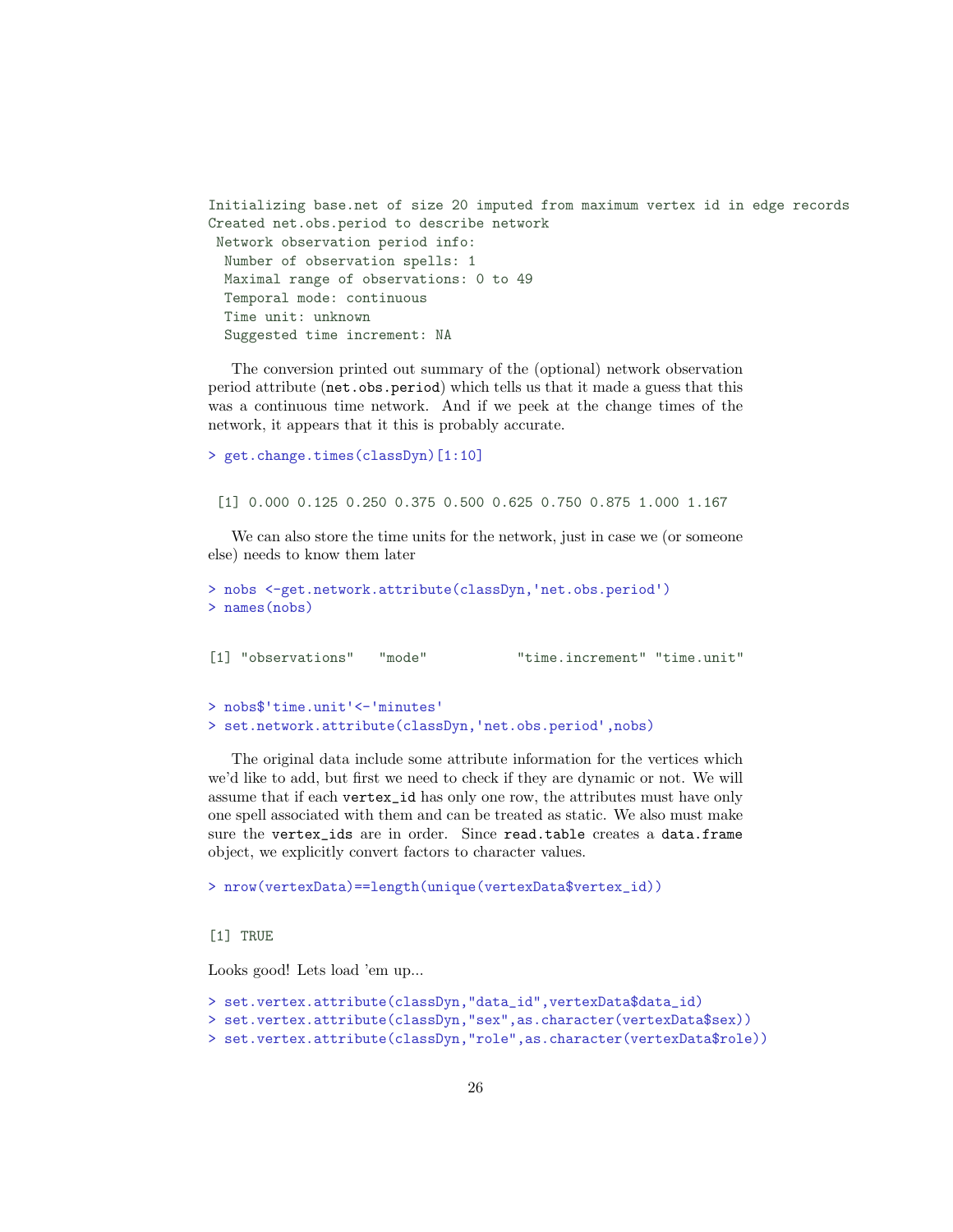```
Initializing base.net of size 20 imputed from maximum vertex id in edge records
Created net.obs.period to describe network
 Network observation period info:
  Number of observation spells: 1
  Maximal range of observations: 0 to 49
  Temporal mode: continuous
  Time unit: unknown
  Suggested time increment: NA
```

The conversion printed out summary of the (optional) network observation period attribute (`net.obs.period`) which tells us that it made a guess that this was a continuous time network. And if we peek at the change times of the network, it appears that it this is probably accurate.

```
> get.change.times(classDyn)[1:10]
```

```
 [1] 0.000 0.125 0.250 0.375 0.500 0.625 0.750 0.875 1.000 1.167
```

We can also store the time units for the network, just in case we (or someone else) needs to know them later

```
> nobs <-get.network.attribute(classDyn,'net.obs.period')
> names(nobs)
```

```
[1] "observations"   "mode"           "time.increment" "time.unit"
```

```
> nobs$'time.unit'<-'minutes'
> set.network.attribute(classDyn,'net.obs.period',nobs)
```

The original data include some attribute information for the vertices which we'd like to add, but first we need to check if they are dynamic or not. We will assume that if each `vertex_id` has only one row, the attributes must have only one spell associated with them and can be treated as static. We also must make sure the `vertex_ids` are in order. Since `read.table` creates a `data.frame` object, we explicitly convert factors to character values.

```
> nrow(vertexData)==length(unique(vertexData$vertex_id))
```

```
[1] TRUE
```

Looks good! Lets load 'em up...

```
> set.vertex.attribute(classDyn,"data_id",vertexData$data_id)
> set.vertex.attribute(classDyn,"sex",as.character(vertexData$sex))
> set.vertex.attribute(classDyn,"role",as.character(vertexData$role))
```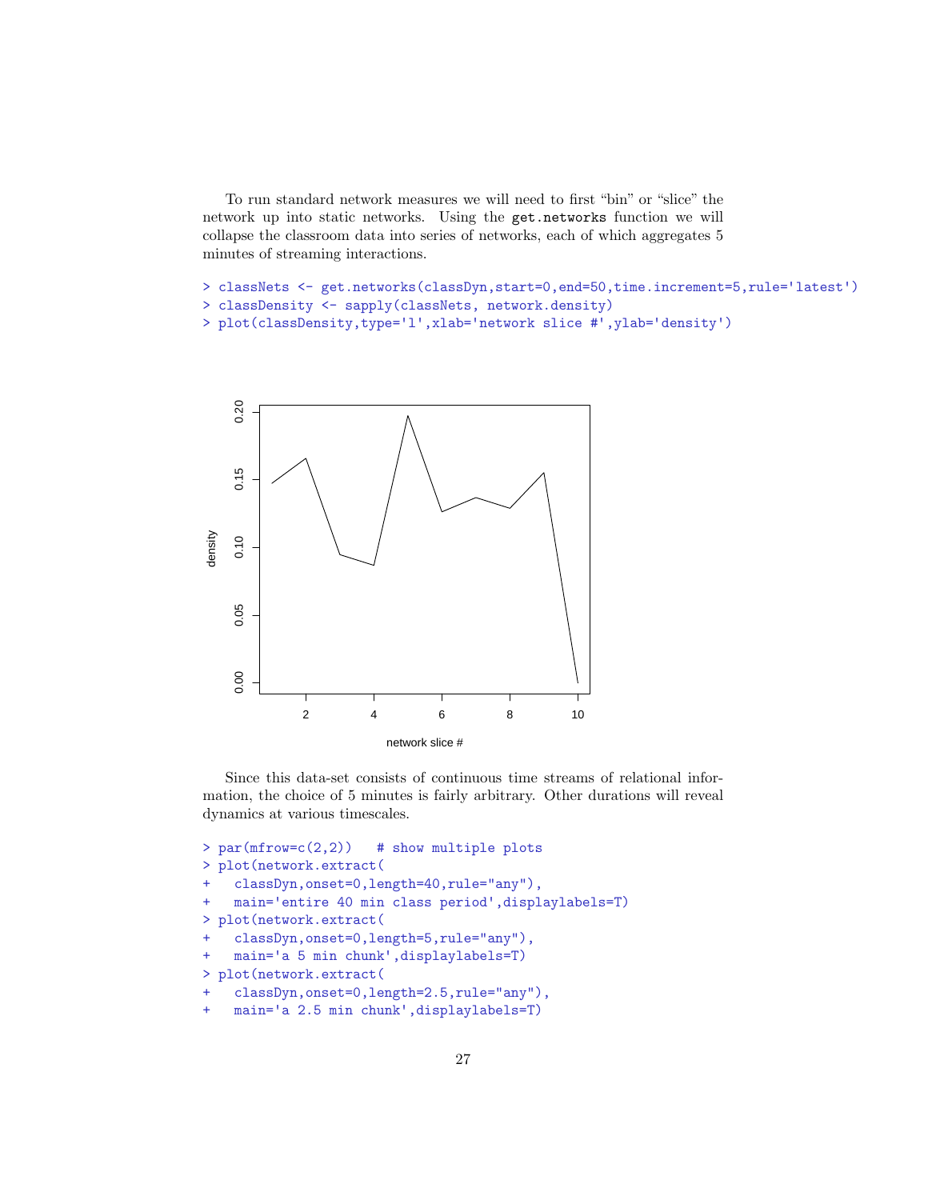To run standard network measures we will need to first "bin" or "slice" the network up into static networks. Using the `get.networks` function we will collapse the classroom data into series of networks, each of which aggregates 5 minutes of streaming interactions.

```
> classNets <- get.networks(classDyn,start=0,end=50,time.increment=5,rule='latest')
> classDensity <- sapply(classNets, network.density)
> plot(classDensity,type='l',xlab='network slice #',ylab='density')
```

Since this data-set consists of continuous time streams of relational information, the choice of 5 minutes is fairly arbitrary. Other durations will reveal dynamics at various timescales.

```
> par(mfrow=c(2,2))   # show multiple plots
> plot(network.extract(
+   classDyn,onset=0,length=40,rule="any"),
+   main='entire 40 min class period',displaylabels=T)
> plot(network.extract(
+   classDyn,onset=0,length=5,rule="any"),
+   main='a 5 min chunk',displaylabels=T)
> plot(network.extract(
+   classDyn,onset=0,length=2.5,rule="any"),
+   main='a 2.5 min chunk',displaylabels=T)
```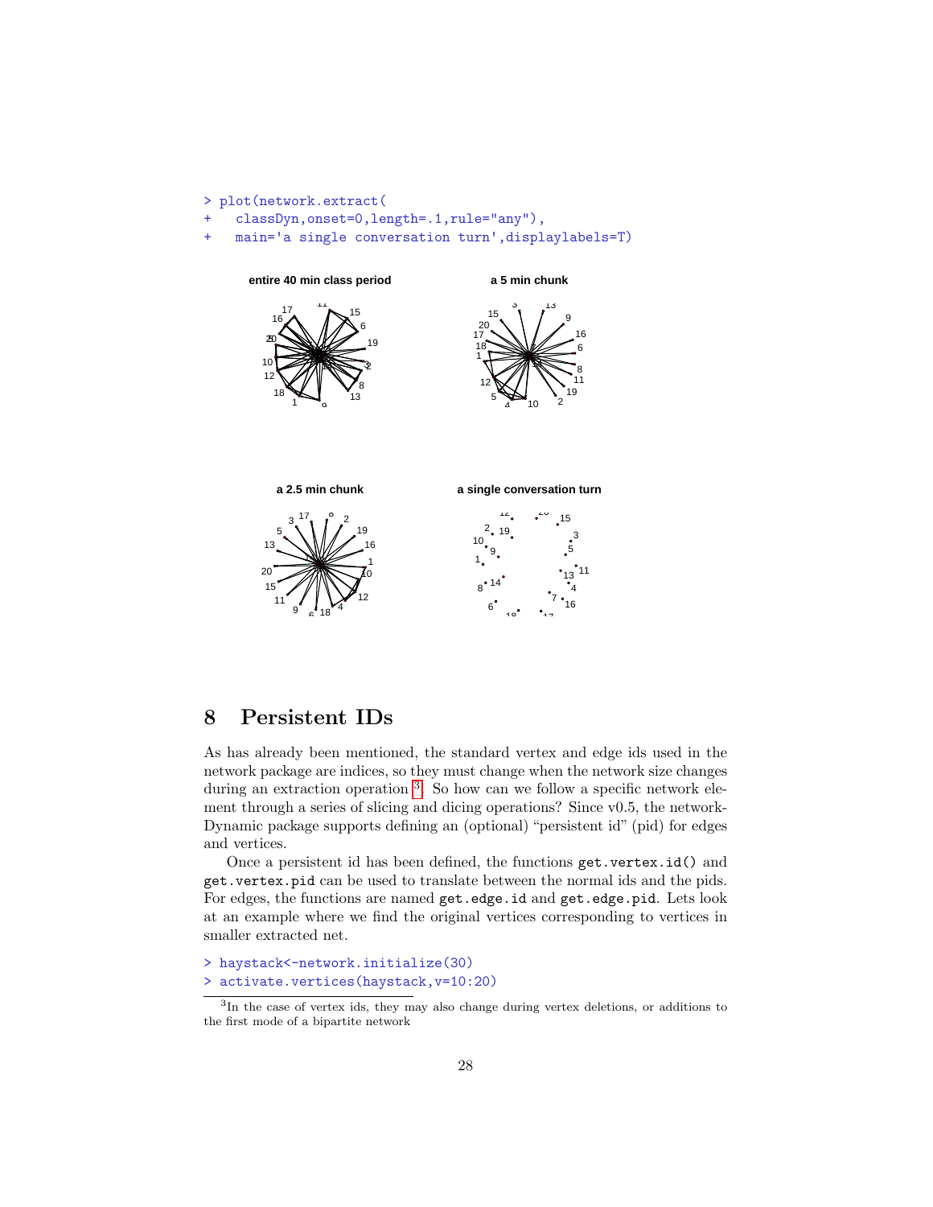```
> plot(network.extract(
+   classDyn,onset=0,length=.1,rule="any"),
+   main='a single conversation turn',displaylabels=T)
```

# 8 Persistent IDs

As has already been mentioned, the standard vertex and edge ids used in the network package are indices, so they must change when the network size changes during an extraction operation [3]. So how can we follow a specific network element through a series of slicing and dicing operations? Since v0.5, the networkDynamic package supports defining an (optional) "persistent id" (pid) for edges and vertices.

Once a persistent id has been defined, the functions `get.vertex.id()` and `get.vertex.pid` can be used to translate between the normal ids and the pids. For edges, the functions are named `get.edge.id` and `get.edge.pid`. Lets look at an example where we find the original vertices corresponding to vertices in smaller extracted net.

```
> haystack<-network.initialize(30)
> activate.vertices(haystack,v=10:20)
```

[3] In the case of vertex ids, they may also change during vertex deletions, or additions to the first mode of a bipartite network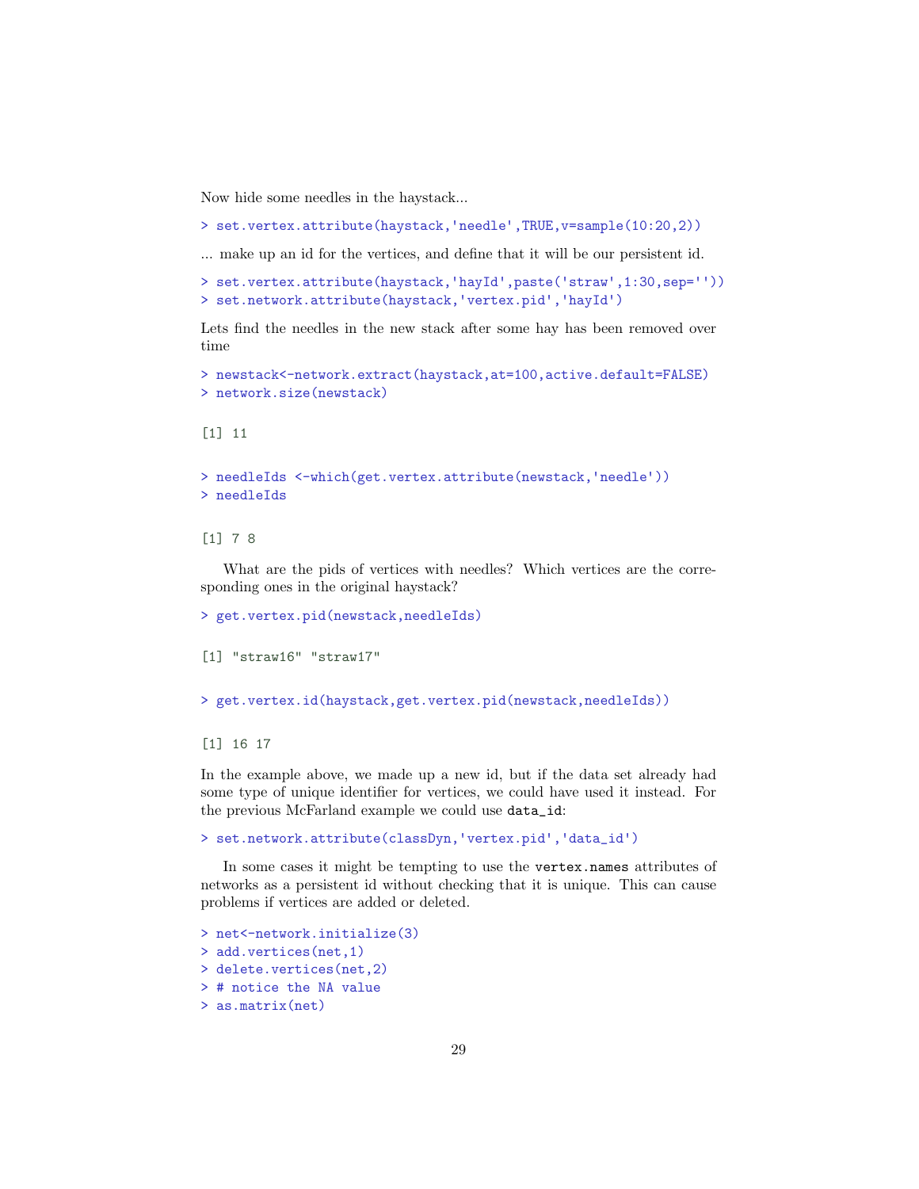Now hide some needles in the haystack...

```
> set.vertex.attribute(haystack,'needle',TRUE,v=sample(10:20,2))
```

... make up an id for the vertices, and define that it will be our persistent id.

```
> set.vertex.attribute(haystack,'hayId',paste('straw',1:30,sep=''))
> set.network.attribute(haystack,'vertex.pid','hayId')
```

Lets find the needles in the new stack after some hay has been removed over time

```
> newstack<-network.extract(haystack,at=100,active.default=FALSE)
> network.size(newstack)

[1] 11

> needleIds <-which(get.vertex.attribute(newstack,'needle'))
> needleIds

[1] 7 8
```

What are the pids of vertices with needles? Which vertices are the corresponding ones in the original haystack?

```
> get.vertex.pid(newstack,needleIds)

[1] "straw16" "straw17"

> get.vertex.id(haystack,get.vertex.pid(newstack,needleIds))

[1] 16 17
```

In the example above, we made up a new id, but if the data set already had some type of unique identifier for vertices, we could have used it instead. For the previous McFarland example we could use `data_id`:

```
> set.network.attribute(classDyn,'vertex.pid','data_id')
```

In some cases it might be tempting to use the `vertex.names` attributes of networks as a persistent id without checking that it is unique. This can cause problems if vertices are added or deleted.

```
> net<-network.initialize(3)
> add.vertices(net,1)
> delete.vertices(net,2)
> # notice the NA value
> as.matrix(net)
```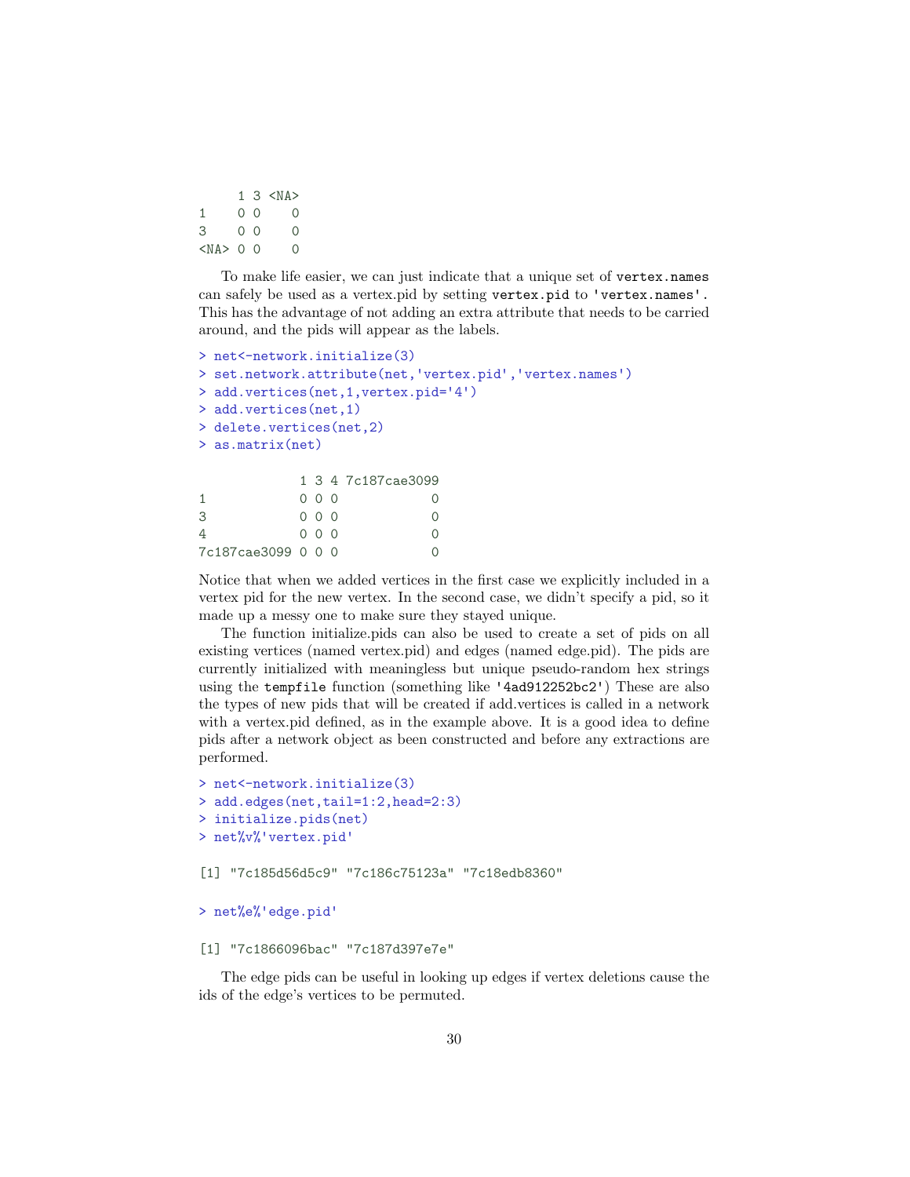```
     1 3 <NA>
1    0 0    0
3    0 0    0
<NA> 0 0    0
```

To make life easier, we can just indicate that a unique set of `vertex.names` can safely be used as a vertex.pid by setting `vertex.pid` to `'vertex.names'`. This has the advantage of not adding an extra attribute that needs to be carried around, and the pids will appear as the labels.

```
> net<-network.initialize(3)
> set.network.attribute(net,'vertex.pid','vertex.names')
> add.vertices(net,1,vertex.pid='4')
> add.vertices(net,1)
> delete.vertices(net,2)
> as.matrix(net)
```

```
             1 3 4 7c187cae3099
1            0 0 0            0
3            0 0 0            0
4            0 0 0            0
7c187cae3099 0 0 0            0
```

Notice that when we added vertices in the first case we explicitly included in a vertex pid for the new vertex. In the second case, we didn't specify a pid, so it made up a messy one to make sure they stayed unique.

The function initialize.pids can also be used to create a set of pids on all existing vertices (named vertex.pid) and edges (named edge.pid). The pids are currently initialized with meaningless but unique pseudo-random hex strings using the `tempfile` function (something like `'4ad912252bc2'`) These are also the types of new pids that will be created if add.vertices is called in a network with a vertex.pid defined, as in the example above. It is a good idea to define pids after a network object as been constructed and before any extractions are performed.

```
> net<-network.initialize(3)
> add.edges(net,tail=1:2,head=2:3)
> initialize.pids(net)
> net%v%'vertex.pid'
```

```
[1] "7c185d56d5c9" "7c186c75123a" "7c18edb8360"
```

```
> net%e%'edge.pid'
```

```
[1] "7c1866096bac" "7c187d397e7e"
```

The edge pids can be useful in looking up edges if vertex deletions cause the ids of the edge's vertices to be permuted.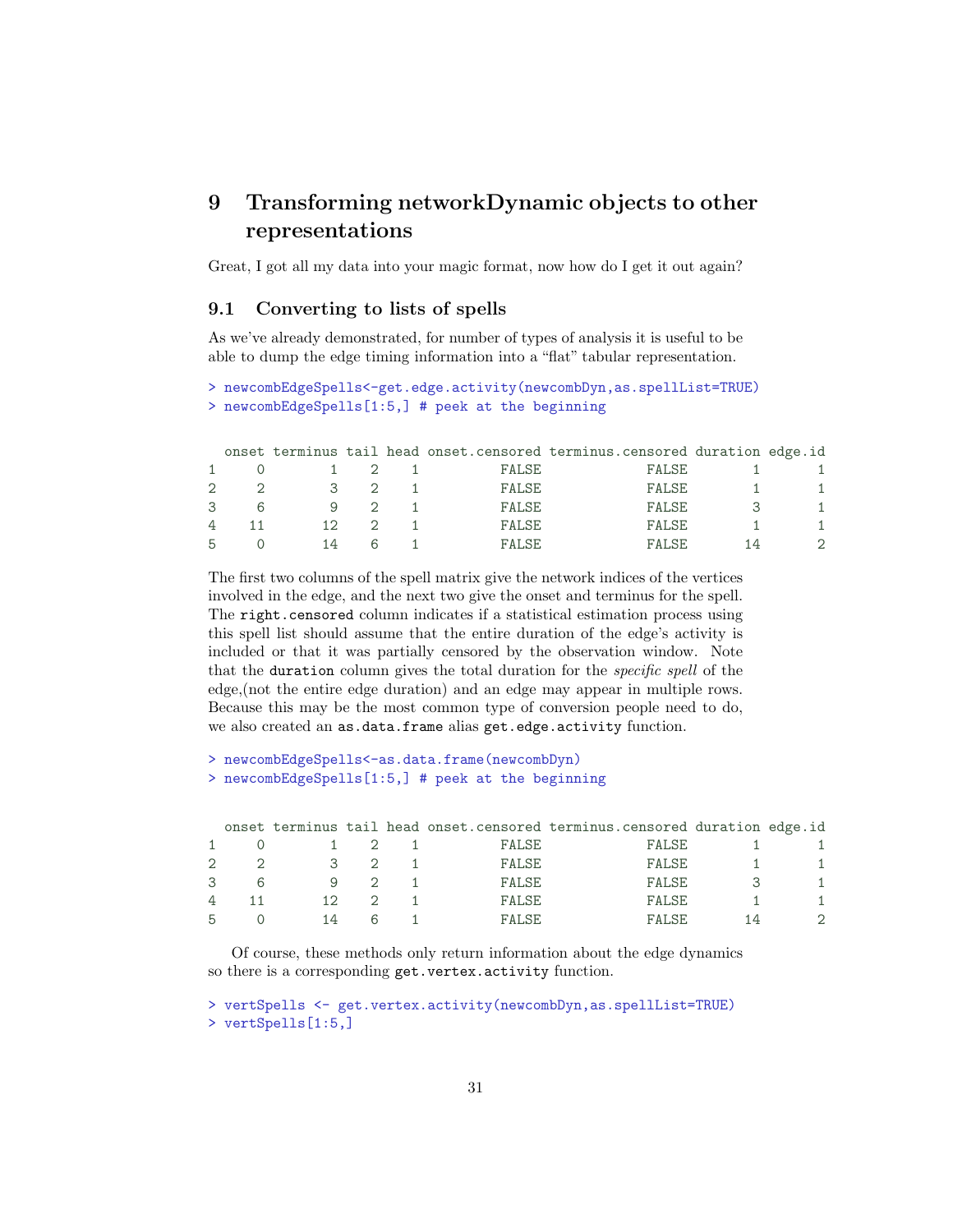# 9 Transforming networkDynamic objects to other representations

Great, I got all my data into your magic format, now how do I get it out again?

## 9.1 Converting to lists of spells

As we've already demonstrated, for number of types of analysis it is useful to be able to dump the edge timing information into a "flat" tabular representation.

```
> newcombEdgeSpells<-get.edge.activity(newcombDyn,as.spellList=TRUE)
> newcombEdgeSpells[1:5,] # peek at the beginning
```

```
  onset terminus tail head onset.censored terminus.censored duration edge.id
1     0        1    2    1          FALSE             FALSE        1       1
2     2        3    2    1          FALSE             FALSE        1       1
3     6        9    2    1          FALSE             FALSE        3       1
4    11       12    2    1          FALSE             FALSE        1       1
5     0       14    6    1          FALSE             FALSE       14       2
```

The first two columns of the spell matrix give the network indices of the vertices involved in the edge, and the next two give the onset and terminus for the spell. The `right.censored` column indicates if a statistical estimation process using this spell list should assume that the entire duration of the edge's activity is included or that it was partially censored by the observation window. Note that the `duration` column gives the total duration for the *specific spell* of the edge,(not the entire edge duration) and an edge may appear in multiple rows. Because this may be the most common type of conversion people need to do, we also created an `as.data.frame` alias `get.edge.activity` function.

```
> newcombEdgeSpells<-as.data.frame(newcombDyn)
> newcombEdgeSpells[1:5,] # peek at the beginning
```

```
  onset terminus tail head onset.censored terminus.censored duration edge.id
1     0        1    2    1          FALSE             FALSE        1       1
2     2        3    2    1          FALSE             FALSE        1       1
3     6        9    2    1          FALSE             FALSE        3       1
4    11       12    2    1          FALSE             FALSE        1       1
5     0       14    6    1          FALSE             FALSE       14       2
```

Of course, these methods only return information about the edge dynamics so there is a corresponding `get.vertex.activity` function.

```
> vertSpells <- get.vertex.activity(newcombDyn,as.spellList=TRUE)
> vertSpells[1:5,]
```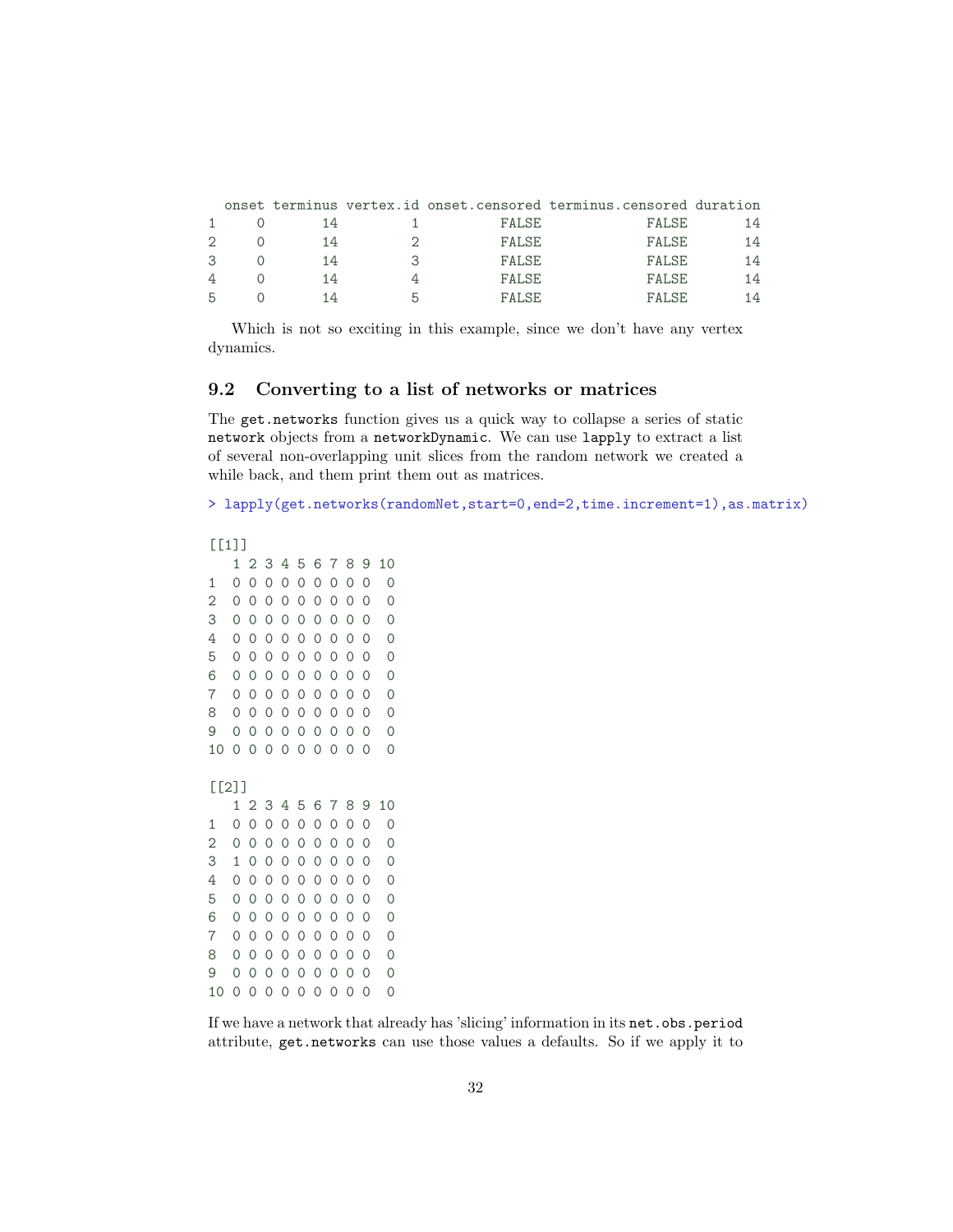```
  onset terminus vertex.id onset.censored terminus.censored duration
1     0       14         1          FALSE             FALSE       14
2     0       14         2          FALSE             FALSE       14
3     0       14         3          FALSE             FALSE       14
4     0       14         4          FALSE             FALSE       14
5     0       14         5          FALSE             FALSE       14
```

Which is not so exciting in this example, since we don't have any vertex dynamics.

### 9.2 Converting to a list of networks or matrices

The `get.networks` function gives us a quick way to collapse a series of static `network` objects from a `networkDynamic`. We can use `lapply` to extract a list of several non-overlapping unit slices from the random network we created a while back, and them print them out as matrices.

```
> lapply(get.networks(randomNet,start=0,end=2,time.increment=1),as.matrix)

[[1]]
   1 2 3 4 5 6 7 8 9 10
1  0 0 0 0 0 0 0 0 0  0
2  0 0 0 0 0 0 0 0 0  0
3  0 0 0 0 0 0 0 0 0  0
4  0 0 0 0 0 0 0 0 0  0
5  0 0 0 0 0 0 0 0 0  0
6  0 0 0 0 0 0 0 0 0  0
7  0 0 0 0 0 0 0 0 0  0
8  0 0 0 0 0 0 0 0 0  0
9  0 0 0 0 0 0 0 0 0  0
10 0 0 0 0 0 0 0 0 0  0

[[2]]
   1 2 3 4 5 6 7 8 9 10
1  0 0 0 0 0 0 0 0 0  0
2  0 0 0 0 0 0 0 0 0  0
3  1 0 0 0 0 0 0 0 0  0
4  0 0 0 0 0 0 0 0 0  0
5  0 0 0 0 0 0 0 0 0  0
6  0 0 0 0 0 0 0 0 0  0
7  0 0 0 0 0 0 0 0 0  0
8  0 0 0 0 0 0 0 0 0  0
9  0 0 0 0 0 0 0 0 0  0
10 0 0 0 0 0 0 0 0 0  0
```

If we have a network that already has 'slicing' information in its `net.obs.period` attribute, `get.networks` can use those values a defaults. So if we apply it to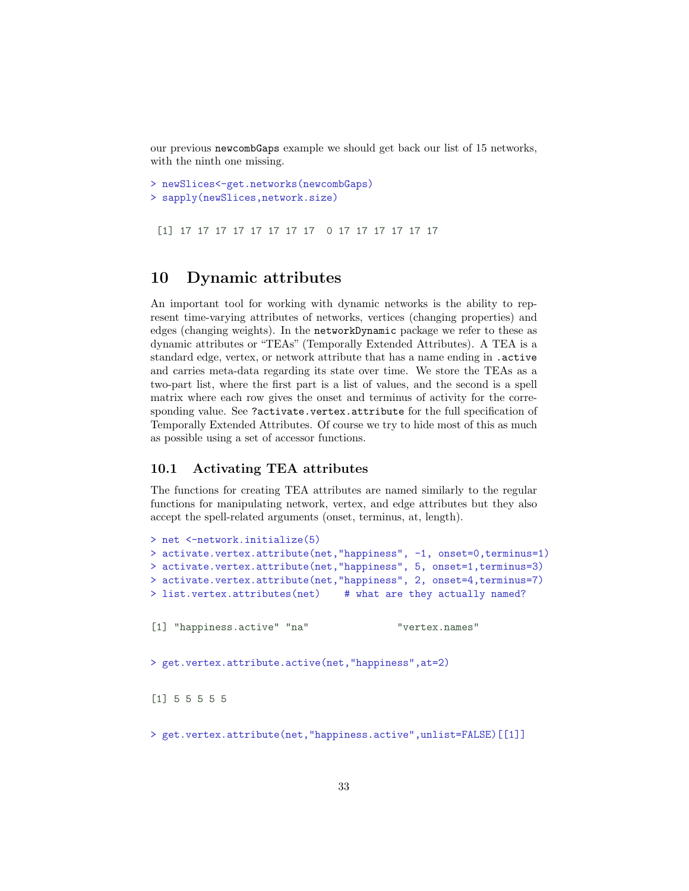our previous `newcombGaps` example we should get back our list of 15 networks, with the ninth one missing.

```
> newSlices<-get.networks(newcombGaps)
> sapply(newSlices,network.size)
```

```
 [1] 17 17 17 17 17 17 17 17  0 17 17 17 17 17 17
```

## 10 Dynamic attributes

An important tool for working with dynamic networks is the ability to represent time-varying attributes of networks, vertices (changing properties) and edges (changing weights). In the `networkDynamic` package we refer to these as dynamic attributes or "TEAs" (Temporally Extended Attributes). A TEA is a standard edge, vertex, or network attribute that has a name ending in `.active` and carries meta-data regarding its state over time. We store the TEAs as a two-part list, where the first part is a list of values, and the second is a spell matrix where each row gives the onset and terminus of activity for the corresponding value. See `?activate.vertex.attribute` for the full specification of Temporally Extended Attributes. Of course we try to hide most of this as much as possible using a set of accessor functions.

### 10.1 Activating TEA attributes

The functions for creating TEA attributes are named similarly to the regular functions for manipulating network, vertex, and edge attributes but they also accept the spell-related arguments (onset, terminus, at, length).

```
> net <-network.initialize(5)
> activate.vertex.attribute(net,"happiness", -1, onset=0,terminus=1)
> activate.vertex.attribute(net,"happiness", 5, onset=1,terminus=3)
> activate.vertex.attribute(net,"happiness", 2, onset=4,terminus=7)
> list.vertex.attributes(net)    # what are they actually named?
```

```
[1] "happiness.active" "na"               "vertex.names"
```

```
> get.vertex.attribute.active(net,"happiness",at=2)
```

```
[1] 5 5 5 5 5
```

```
> get.vertex.attribute(net,"happiness.active",unlist=FALSE)[[1]]
```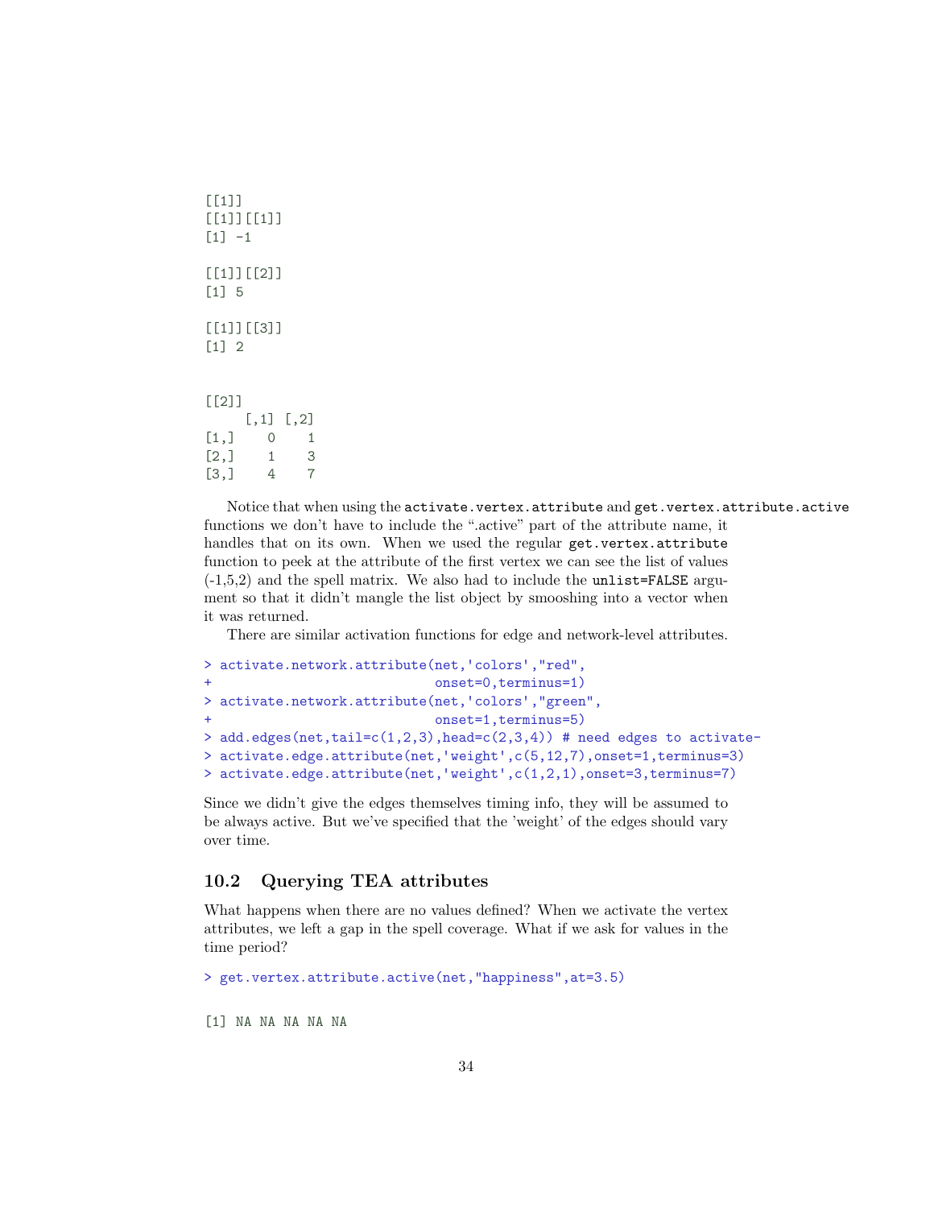```
[[1]]
[[1]][[1]]
[1] -1

[[1]][[2]]
[1] 5

[[1]][[3]]
[1] 2


[[2]]
     [,1] [,2]
[1,]    0    1
[2,]    1    3
[3,]    4    7
```

Notice that when using the `activate.vertex.attribute` and `get.vertex.attribute.active` functions we don't have to include the ".active" part of the attribute name, it handles that on its own. When we used the regular `get.vertex.attribute` function to peek at the attribute of the first vertex we can see the list of values (-1,5,2) and the spell matrix. We also had to include the `unlist=FALSE` argument so that it didn't mangle the list object by smooshing into a vector when it was returned.

There are similar activation functions for edge and network-level attributes.

```
> activate.network.attribute(net,'colors',"red",
+                            onset=0,terminus=1)
> activate.network.attribute(net,'colors',"green",
+                            onset=1,terminus=5)
> add.edges(net,tail=c(1,2,3),head=c(2,3,4)) # need edges to activate-
> activate.edge.attribute(net,'weight',c(5,12,7),onset=1,terminus=3)
> activate.edge.attribute(net,'weight',c(1,2,1),onset=3,terminus=7)
```

Since we didn't give the edges themselves timing info, they will be assumed to be always active. But we've specified that the 'weight' of the edges should vary over time.

## 10.2 Querying TEA attributes

What happens when there are no values defined? When we activate the vertex attributes, we left a gap in the spell coverage. What if we ask for values in the time period?

```
> get.vertex.attribute.active(net,"happiness",at=3.5)
```

```
[1] NA NA NA NA NA
```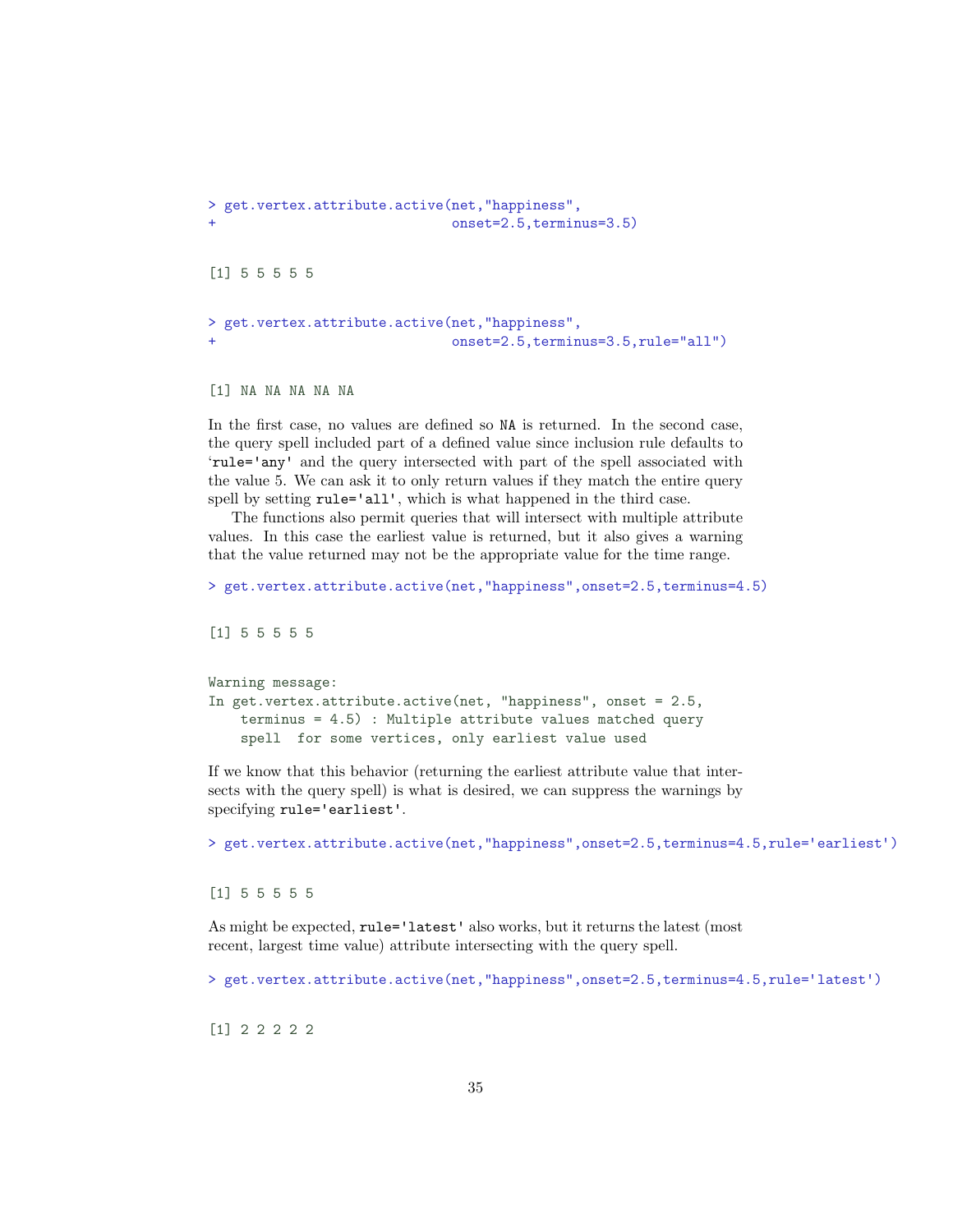```
> get.vertex.attribute.active(net,"happiness",
+                              onset=2.5,terminus=3.5)
```

```
[1] 5 5 5 5 5
```

```
> get.vertex.attribute.active(net,"happiness",
+                              onset=2.5,terminus=3.5,rule="all")
```

```
[1] NA NA NA NA NA
```

In the first case, no values are defined so `NA` is returned. In the second case, the query spell included part of a defined value since inclusion rule defaults to '`rule='any'` and the query intersected with part of the spell associated with the value 5. We can ask it to only return values if they match the entire query spell by setting `rule='all'`, which is what happened in the third case.

The functions also permit queries that will intersect with multiple attribute values. In this case the earliest value is returned, but it also gives a warning that the value returned may not be the appropriate value for the time range.

```
> get.vertex.attribute.active(net,"happiness",onset=2.5,terminus=4.5)
```

```
[1] 5 5 5 5 5
```

```
Warning message:
In get.vertex.attribute.active(net, "happiness", onset = 2.5,
    terminus = 4.5) : Multiple attribute values matched query
    spell  for some vertices, only earliest value used
```

If we know that this behavior (returning the earliest attribute value that intersects with the query spell) is what is desired, we can suppress the warnings by specifying `rule='earliest'`.

```
> get.vertex.attribute.active(net,"happiness",onset=2.5,terminus=4.5,rule='earliest')
```

```
[1] 5 5 5 5 5
```

As might be expected, `rule='latest'` also works, but it returns the latest (most recent, largest time value) attribute intersecting with the query spell.

```
> get.vertex.attribute.active(net,"happiness",onset=2.5,terminus=4.5,rule='latest')
```

```
[1] 2 2 2 2 2
```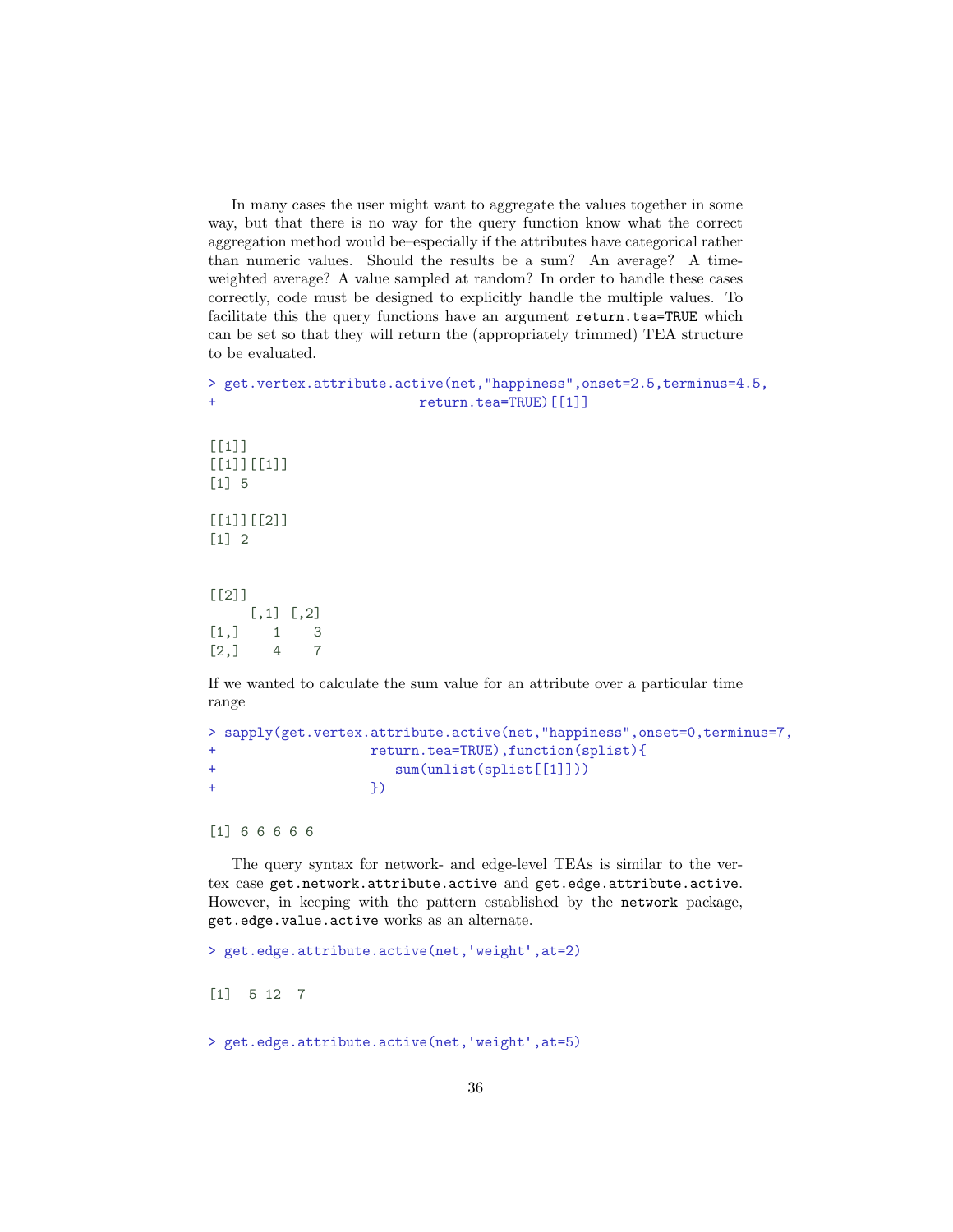In many cases the user might want to aggregate the values together in some way, but that there is no way for the query function know what the correct aggregation method would be–especially if the attributes have categorical rather than numeric values. Should the results be a sum? An average? A time-weighted average? A value sampled at random? In order to handle these cases correctly, code must be designed to explicitly handle the multiple values. To facilitate this the query functions have an argument `return.tea=TRUE` which can be set so that they will return the (appropriately trimmed) TEA structure to be evaluated.

```
> get.vertex.attribute.active(net,"happiness",onset=2.5,terminus=4.5,
+                             return.tea=TRUE)[[1]]
```

```
[[1]]
[[1]][[1]]
[1] 5

[[1]][[2]]
[1] 2


[[2]]
     [,1] [,2]
[1,]    1    3
[2,]    4    7
```

If we wanted to calculate the sum value for an attribute over a particular time range

```
> sapply(get.vertex.attribute.active(net,"happiness",onset=0,terminus=7,
+                    return.tea=TRUE),function(splist){
+                       sum(unlist(splist[[1]]))
+                    })
```

```
[1] 6 6 6 6 6
```

The query syntax for network- and edge-level TEAs is similar to the vertex case `get.network.attribute.active` and `get.edge.attribute.active`. However, in keeping with the pattern established by the `network` package, `get.edge.value.active` works as an alternate.

```
> get.edge.attribute.active(net,'weight',at=2)
```

```
[1]  5 12  7
```

```
> get.edge.attribute.active(net,'weight',at=5)
```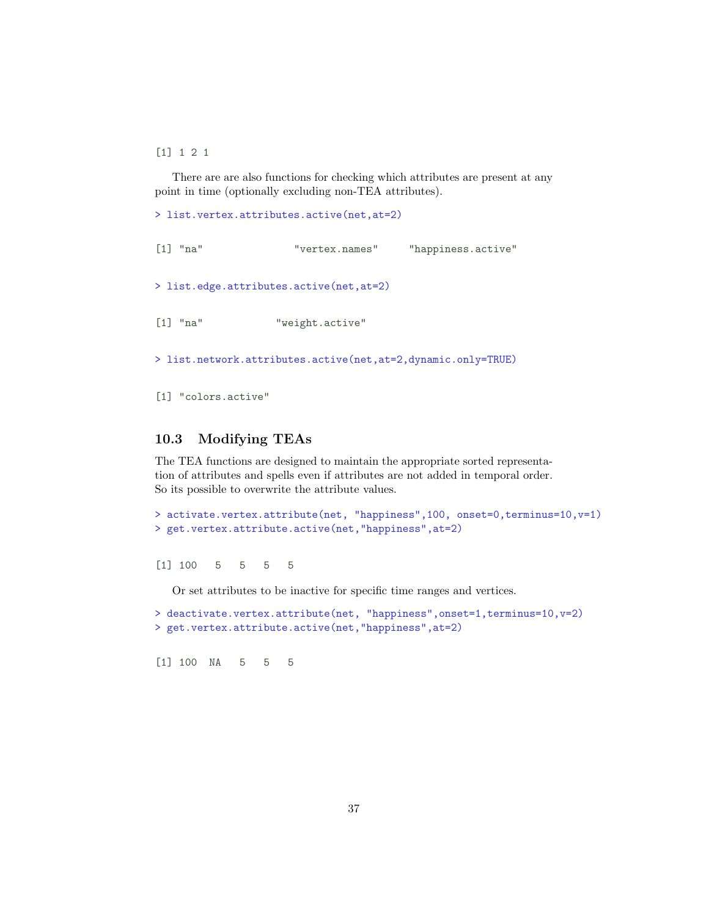```
[1] 1 2 1
```

There are are also functions for checking which attributes are present at any point in time (optionally excluding non-TEA attributes).

```
> list.vertex.attributes.active(net,at=2)
```

```
[1] "na"                "vertex.names"      "happiness.active"
```

```
> list.edge.attributes.active(net,at=2)
```

```
[1] "na"            "weight.active"
```

```
> list.network.attributes.active(net,at=2,dynamic.only=TRUE)
```

```
[1] "colors.active"
```

### 10.3 Modifying TEAs

The TEA functions are designed to maintain the appropriate sorted representation of attributes and spells even if attributes are not added in temporal order. So its possible to overwrite the attribute values.

```
> activate.vertex.attribute(net, "happiness",100, onset=0,terminus=10,v=1)
> get.vertex.attribute.active(net,"happiness",at=2)
```

```
[1] 100   5   5   5   5
```

Or set attributes to be inactive for specific time ranges and vertices.

```
> deactivate.vertex.attribute(net, "happiness",onset=1,terminus=10,v=2)
> get.vertex.attribute.active(net,"happiness",at=2)
```

```
[1] 100  NA   5   5   5
```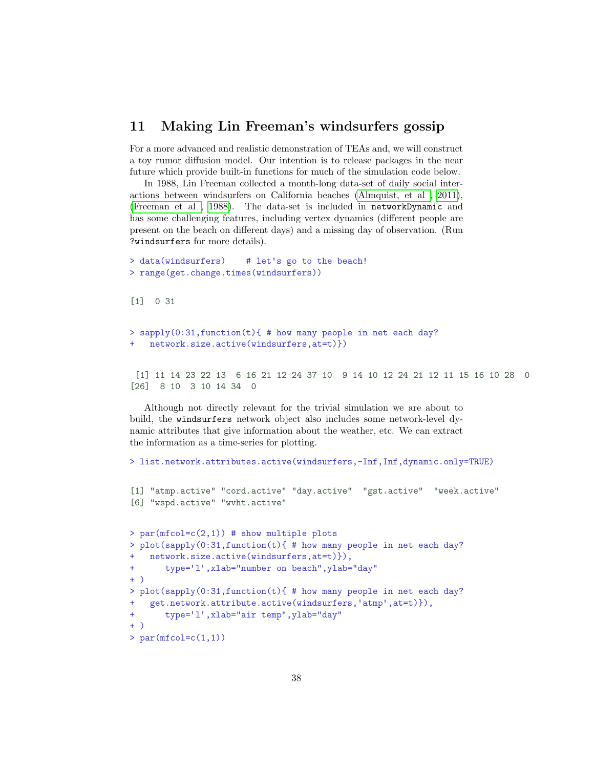## 11 Making Lin Freeman's windsurfers gossip

For a more advanced and realistic demonstration of TEAs and, we will construct a toy rumor diffusion model. Our intention is to release packages in the near future which provide built-in functions for much of the simulation code below.

In 1988, Lin Freeman collected a month-long data-set of daily social interactions between windsurfers on California beaches (Almquist, et al., 2011), (Freeman et al., 1988). The data-set is included in `networkDynamic` and has some challenging features, including vertex dynamics (different people are present on the beach on different days) and a missing day of observation. (Run `?windsurfers` for more details).

```
> data(windsurfers)    # let's go to the beach!
> range(get.change.times(windsurfers))

[1]  0 31

> sapply(0:31,function(t){ # how many people in net each day?
+   network.size.active(windsurfers,at=t)})

 [1] 11 14 23 22 13  6 16 21 12 24 37 10  9 14 10 12 24 21 12 11 15 16 10 28  0
[26]  8 10  3 10 14 34  0
```

Although not directly relevant for the trivial simulation we are about to build, the `windsurfers` network object also includes some network-level dynamic attributes that give information about the weather, etc. We can extract the information as a time-series for plotting.

```
> list.network.attributes.active(windsurfers,-Inf,Inf,dynamic.only=TRUE)

[1] "atmp.active" "cord.active" "day.active"  "gst.active"  "week.active"
[6] "wspd.active" "wvht.active"

> par(mfcol=c(2,1)) # show multiple plots
> plot(sapply(0:31,function(t){ # how many people in net each day?
+   network.size.active(windsurfers,at=t)}),
+       type='l',xlab="number on beach",ylab="day"
+ )
> plot(sapply(0:31,function(t){ # how many people in net each day?
+   get.network.attribute.active(windsurfers,'atmp',at=t)}),
+       type='l',xlab="air temp",ylab="day"
+ )
> par(mfcol=c(1,1))
```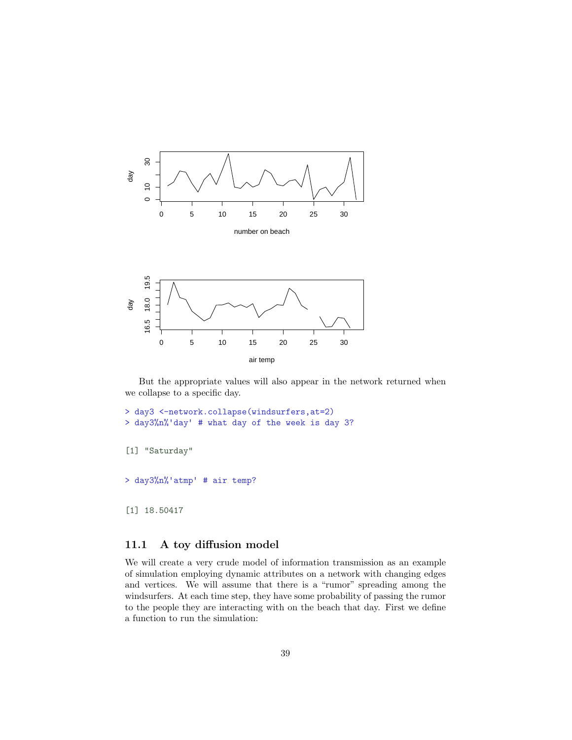But the appropriate values will also appear in the network returned when we collapse to a specific day.

```
> day3 <-network.collapse(windsurfers,at=2)
> day3%n%'day' # what day of the week is day 3?

[1] "Saturday"

> day3%n%'atmp' # air temp?

[1] 18.50417
```

### 11.1 A toy diffusion model

We will create a very crude model of information transmission as an example of simulation employing dynamic attributes on a network with changing edges and vertices. We will assume that there is a "rumor" spreading among the windsurfers. At each time step, they have some probability of passing the rumor to the people they are interacting with on the beach that day. First we define a function to run the simulation: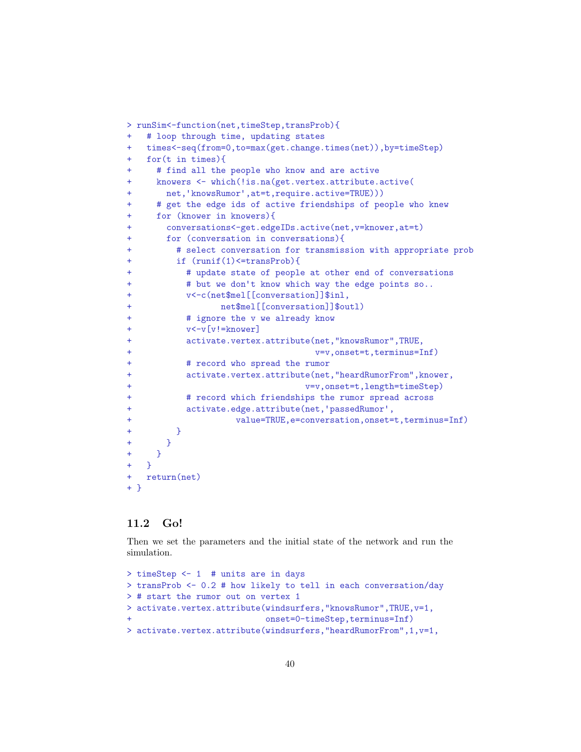```
> runSim<-function(net,timeStep,transProb){
+   # loop through time, updating states
+   times<-seq(from=0,to=max(get.change.times(net)),by=timeStep)
+   for(t in times){
+     # find all the people who know and are active
+     knowers <- which(!is.na(get.vertex.attribute.active(
+       net,'knowsRumor',at=t,require.active=TRUE)))
+     # get the edge ids of active friendships of people who knew
+     for (knower in knowers){
+       conversations<-get.edgeIDs.active(net,v=knower,at=t)
+       for (conversation in conversations){
+         # select conversation for transmission with appropriate prob
+         if (runif(1)<=transProb){
+           # update state of people at other end of conversations
+           # but we don't know which way the edge points so..
+           v<-c(net$mel[[conversation]]$inl,
+                 net$mel[[conversation]]$outl)
+           # ignore the v we already know
+           v<-v[v!=knower]
+           activate.vertex.attribute(net,"knowsRumor",TRUE,
+                                     v=v,onset=t,terminus=Inf)
+           # record who spread the rumor
+           activate.vertex.attribute(net,"heardRumorFrom",knower,
+                                   v=v,onset=t,length=timeStep)
+           # record which friendships the rumor spread across
+           activate.edge.attribute(net,'passedRumor',
+                     value=TRUE,e=conversation,onset=t,terminus=Inf)
+         }
+       }
+     }
+   }
+   return(net)
+ }
```

## 11.2 Go!

Then we set the parameters and the initial state of the network and run the simulation.

```
> timeStep <- 1  # units are in days
> transProb <- 0.2 # how likely to tell in each conversation/day
> # start the rumor out on vertex 1
> activate.vertex.attribute(windsurfers,"knowsRumor",TRUE,v=1,
+                           onset=0-timeStep,terminus=Inf)
> activate.vertex.attribute(windsurfers,"heardRumorFrom",1,v=1,
```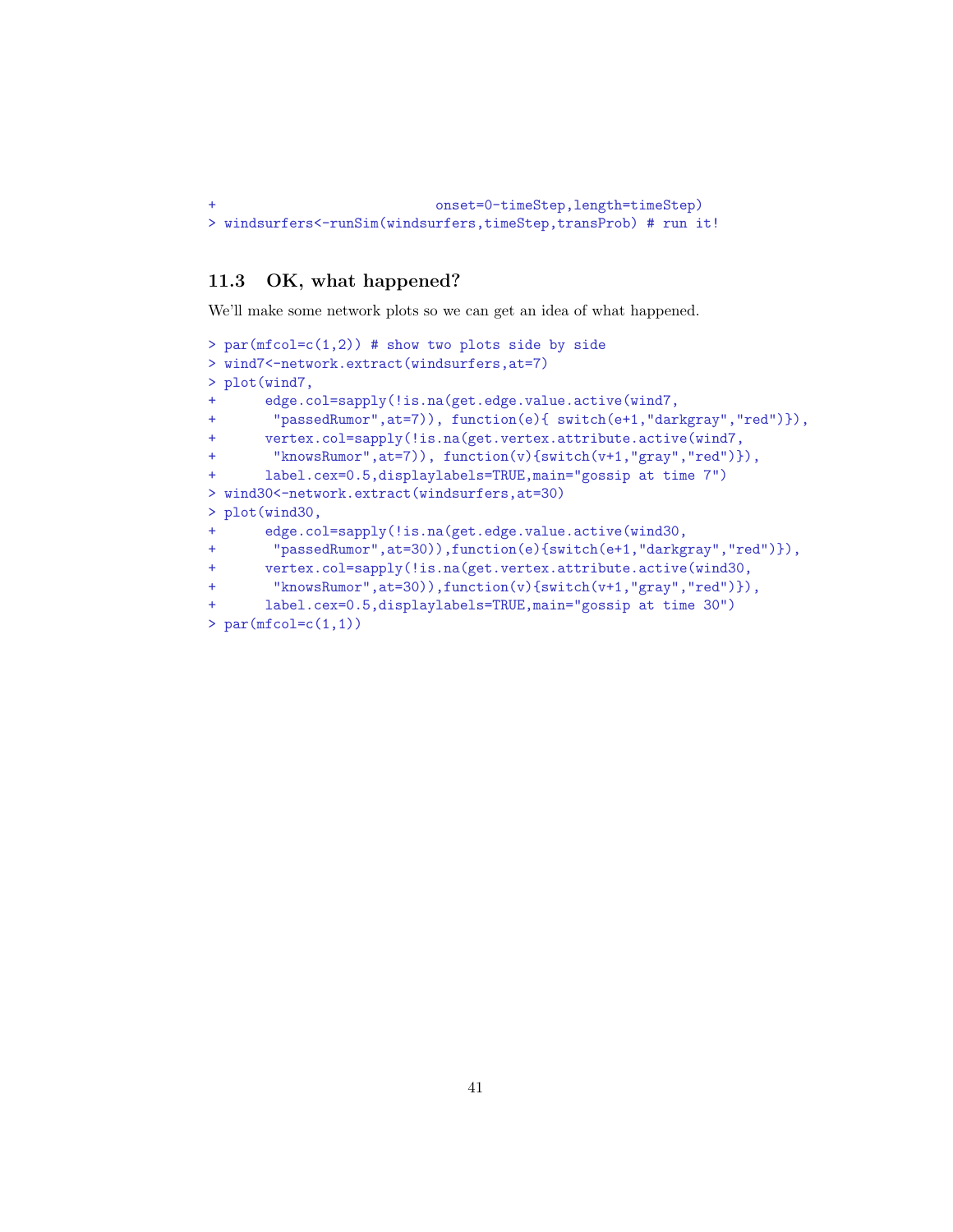```
+                              onset=0-timeStep,length=timeStep)
> windsurfers<-runSim(windsurfers,timeStep,transProb) # run it!
```

### 11.3 OK, what happened?

We'll make some network plots so we can get an idea of what happened.

```
> par(mfcol=c(1,2)) # show two plots side by side
> wind7<-network.extract(windsurfers,at=7)
> plot(wind7,
+      edge.col=sapply(!is.na(get.edge.value.active(wind7,
+       "passedRumor",at=7)), function(e){ switch(e+1,"darkgray","red")}),
+      vertex.col=sapply(!is.na(get.vertex.attribute.active(wind7,
+       "knowsRumor",at=7)), function(v){switch(v+1,"gray","red")}),
+      label.cex=0.5,displaylabels=TRUE,main="gossip at time 7")
> wind30<-network.extract(windsurfers,at=30)
> plot(wind30,
+      edge.col=sapply(!is.na(get.edge.value.active(wind30,
+       "passedRumor",at=30)),function(e){switch(e+1,"darkgray","red")}),
+      vertex.col=sapply(!is.na(get.vertex.attribute.active(wind30,
+       "knowsRumor",at=30)),function(v){switch(v+1,"gray","red")}),
+      label.cex=0.5,displaylabels=TRUE,main="gossip at time 30")
> par(mfcol=c(1,1))
```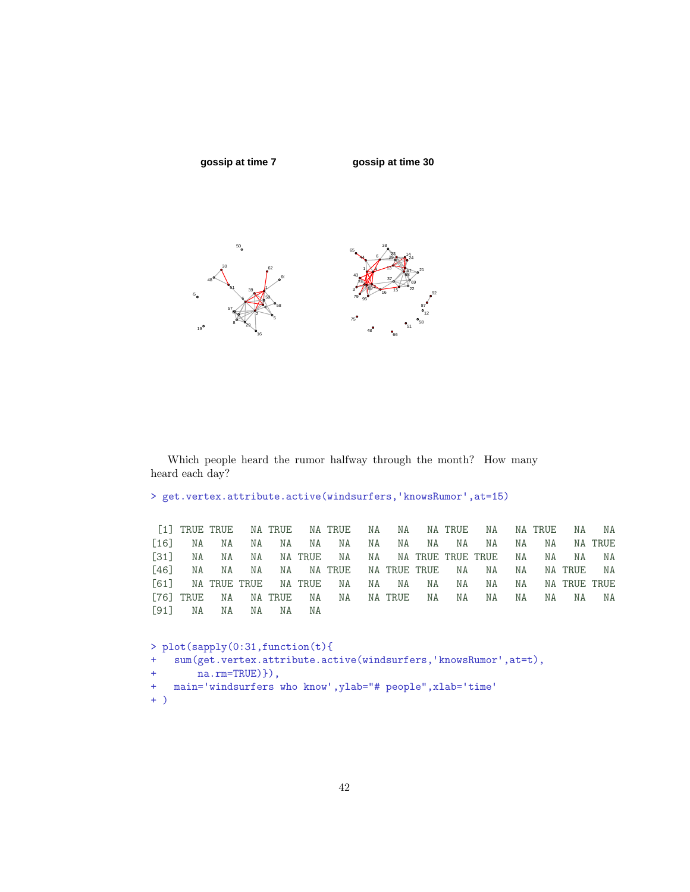gossip at time 7

gossip at time 30

Which people heard the rumor halfway through the month? How many heard each day?

```
> get.vertex.attribute.active(windsurfers,'knowsRumor',at=15)

 [1] TRUE TRUE   NA TRUE   NA TRUE   NA   NA   NA TRUE   NA   NA TRUE   NA   NA
[16]   NA   NA   NA   NA   NA   NA   NA   NA   NA   NA   NA   NA   NA   NA TRUE
[31]   NA   NA   NA   NA TRUE   NA   NA   NA TRUE TRUE TRUE   NA   NA   NA   NA
[46]   NA   NA   NA   NA   NA TRUE   NA TRUE TRUE   NA   NA   NA   NA TRUE   NA
[61]   NA TRUE TRUE   NA TRUE   NA   NA   NA   NA   NA   NA   NA   NA TRUE TRUE
[76] TRUE   NA   NA TRUE   NA   NA   NA TRUE   NA   NA   NA   NA   NA   NA   NA
[91]   NA   NA   NA   NA   NA
```

```
> plot(sapply(0:31,function(t){
+   sum(get.vertex.attribute.active(windsurfers,'knowsRumor',at=t),
+       na.rm=TRUE)}),
+   main='windsurfers who know',ylab="# people",xlab='time'
+ )
```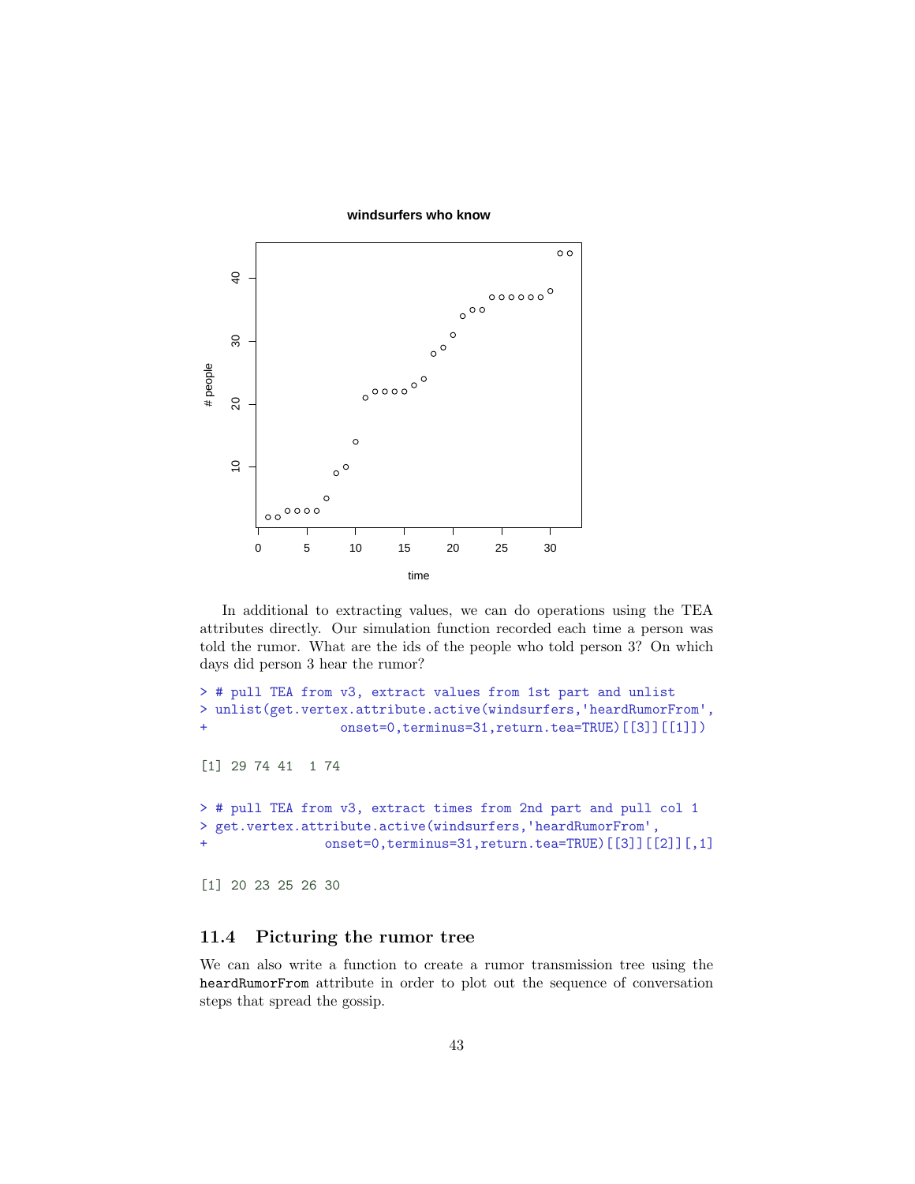In additional to extracting values, we can do operations using the TEA attributes directly. Our simulation function recorded each time a person was told the rumor. What are the ids of the people who told person 3? On which days did person 3 hear the rumor?

```
> # pull TEA from v3, extract values from 1st part and unlist
> unlist(get.vertex.attribute.active(windsurfers,'heardRumorFrom',
+                 onset=0,terminus=31,return.tea=TRUE)[[3]][[1]])

[1] 29 74 41  1 74

> # pull TEA from v3, extract times from 2nd part and pull col 1
> get.vertex.attribute.active(windsurfers,'heardRumorFrom',
+               onset=0,terminus=31,return.tea=TRUE)[[3]][[2]][,1]

[1] 20 23 25 26 30
```

## 11.4 Picturing the rumor tree

We can also write a function to create a rumor transmission tree using the `heardRumorFrom` attribute in order to plot out the sequence of conversation steps that spread the gossip.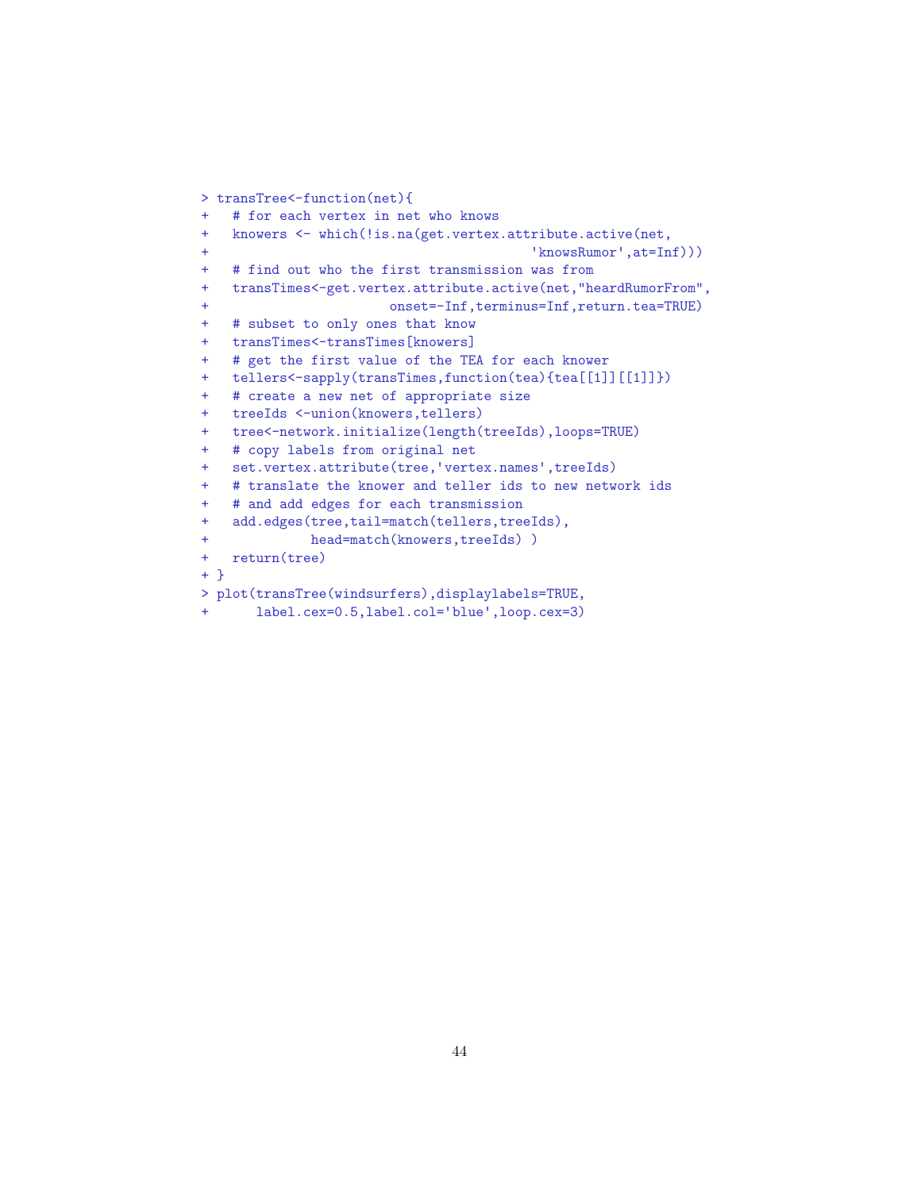```
> transTree<-function(net){
+   # for each vertex in net who knows
+   knowers <- which(!is.na(get.vertex.attribute.active(net,
+                                       'knowsRumor',at=Inf)))
+   # find out who the first transmission was from
+   transTimes<-get.vertex.attribute.active(net,"heardRumorFrom",
+                     onset=-Inf,terminus=Inf,return.tea=TRUE)
+   # subset to only ones that know
+   transTimes<-transTimes[knowers]
+   # get the first value of the TEA for each knower
+   tellers<-sapply(transTimes,function(tea){tea[[1]][[1]]})
+   # create a new net of appropriate size
+   treeIds <-union(knowers,tellers)
+   tree<-network.initialize(length(treeIds),loops=TRUE)
+   # copy labels from original net
+   set.vertex.attribute(tree,'vertex.names',treeIds)
+   # translate the knower and teller ids to new network ids
+   # and add edges for each transmission
+   add.edges(tree,tail=match(tellers,treeIds),
+             head=match(knowers,treeIds) )
+   return(tree)
+ }
> plot(transTree(windsurfers),displaylabels=TRUE,
+      label.cex=0.5,label.col='blue',loop.cex=3)
```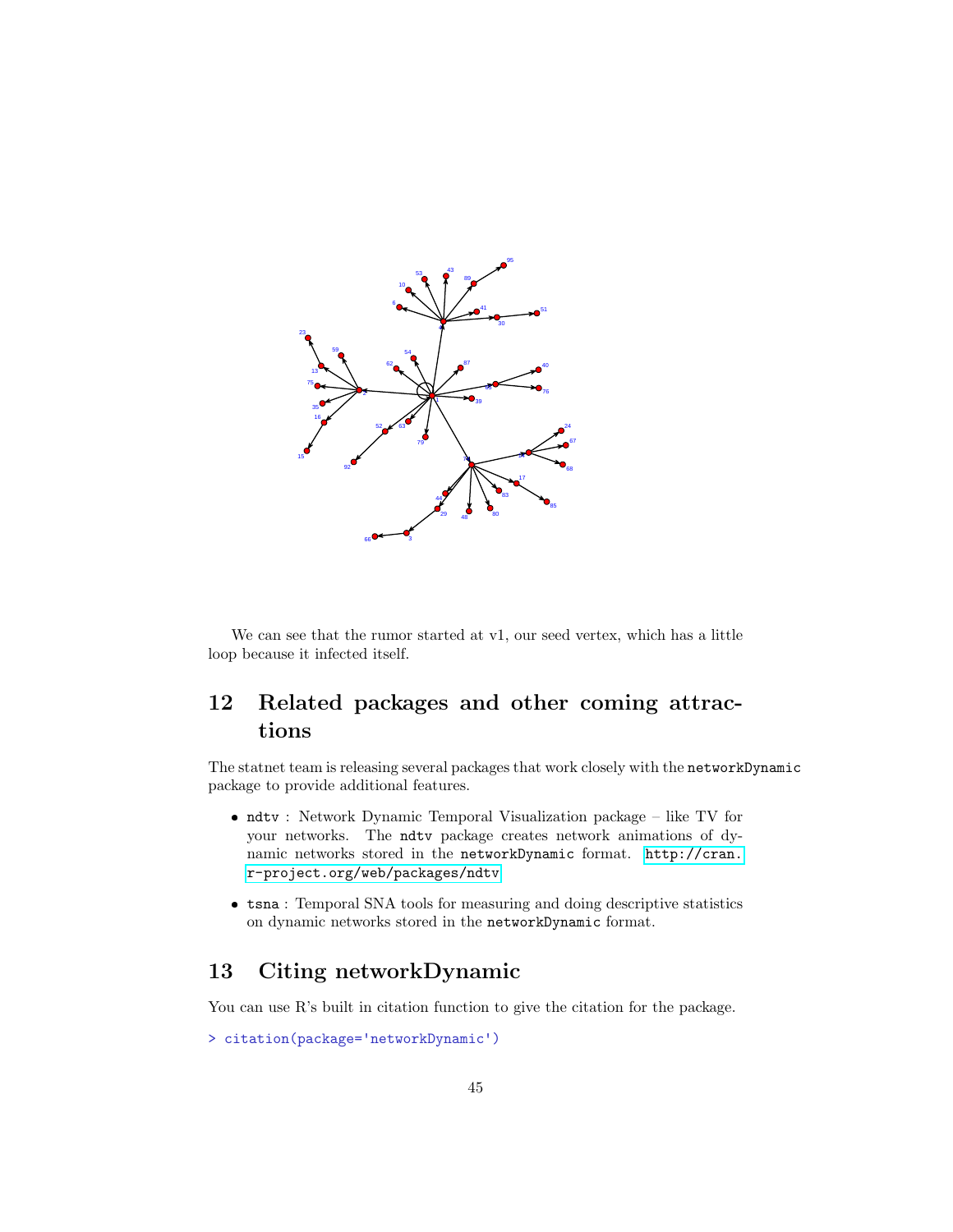We can see that the rumor started at v1, our seed vertex, which has a little loop because it infected itself.

## 12 Related packages and other coming attractions

The statnet team is releasing several packages that work closely with the `networkDynamic` package to provide additional features.

- `ndtv` : Network Dynamic Temporal Visualization package – like TV for your networks. The `ndtv` package creates network animations of dynamic networks stored in the `networkDynamic` format. http://cran.r-project.org/web/packages/ndtv
- `tsna` : Temporal SNA tools for measuring and doing descriptive statistics on dynamic networks stored in the `networkDynamic` format.

## 13 Citing networkDynamic

You can use R's built in citation function to give the citation for the package.

```
> citation(package='networkDynamic')
```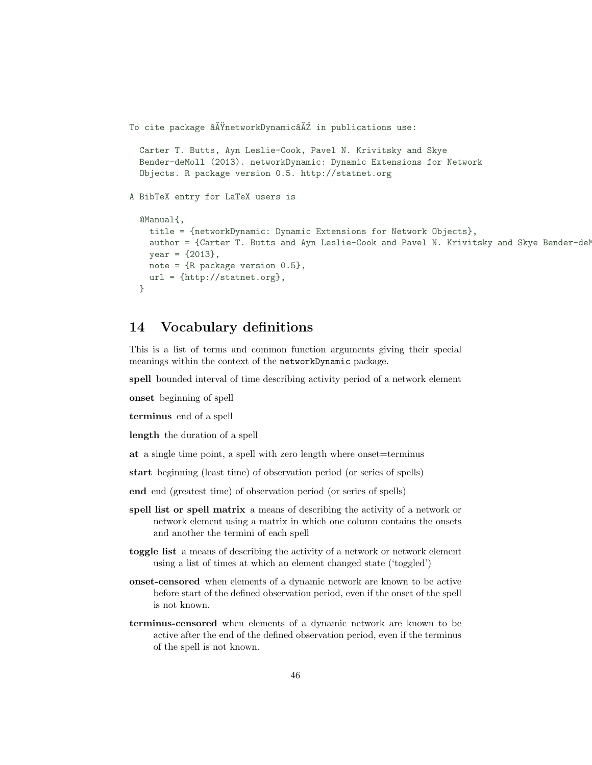```
To cite package âĂŸnetworkDynamicâĂŹ in publications use:

  Carter T. Butts, Ayn Leslie-Cook, Pavel N. Krivitsky and Skye
  Bender-deMoll (2013). networkDynamic: Dynamic Extensions for Network
  Objects. R package version 0.5. http://statnet.org

A BibTeX entry for LaTeX users is

  @Manual{,
    title = {networkDynamic: Dynamic Extensions for Network Objects},
    author = {Carter T. Butts and Ayn Leslie-Cook and Pavel N. Krivitsky and Skye Bender-deM
    year = {2013},
    note = {R package version 0.5},
    url = {http://statnet.org},
  }
```

## 14 Vocabulary definitions

This is a list of terms and common function arguments giving their special meanings within the context of the `networkDynamic` package.

**spell** bounded interval of time describing activity period of a network element

**onset** beginning of spell

**terminus** end of a spell

**length** the duration of a spell

**at** a single time point, a spell with zero length where onset=terminus

**start** beginning (least time) of observation period (or series of spells)

**end** end (greatest time) of observation period (or series of spells)

**spell list or spell matrix** a means of describing the activity of a network or network element using a matrix in which one column contains the onsets and another the termini of each spell

**toggle list** a means of describing the activity of a network or network element using a list of times at which an element changed state ('toggled')

**onset-censored** when elements of a dynamic network are known to be active before start of the defined observation period, even if the onset of the spell is not known.

**terminus-censored** when elements of a dynamic network are known to be active after the end of the defined observation period, even if the terminus of the spell is not known.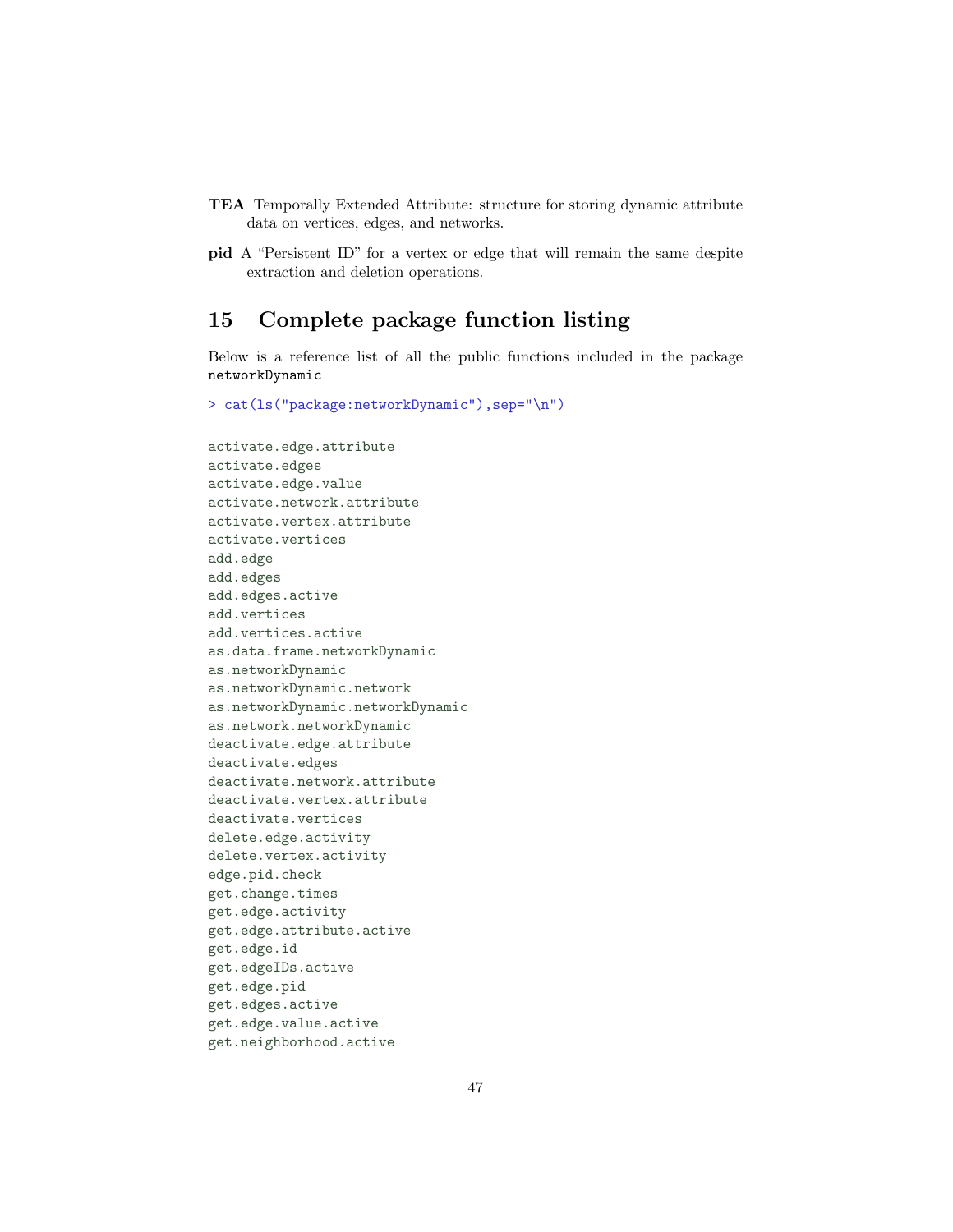**TEA** Temporally Extended Attribute: structure for storing dynamic attribute data on vertices, edges, and networks.

**pid** A "Persistent ID" for a vertex or edge that will remain the same despite extraction and deletion operations.

# 15 Complete package function listing

Below is a reference list of all the public functions included in the package `networkDynamic`

```
> cat(ls("package:networkDynamic"),sep="\n")
```

```
activate.edge.attribute
activate.edges
activate.edge.value
activate.network.attribute
activate.vertex.attribute
activate.vertices
add.edge
add.edges
add.edges.active
add.vertices
add.vertices.active
as.data.frame.networkDynamic
as.networkDynamic
as.networkDynamic.network
as.networkDynamic.networkDynamic
as.network.networkDynamic
deactivate.edge.attribute
deactivate.edges
deactivate.network.attribute
deactivate.vertex.attribute
deactivate.vertices
delete.edge.activity
delete.vertex.activity
edge.pid.check
get.change.times
get.edge.activity
get.edge.attribute.active
get.edge.id
get.edgeIDs.active
get.edge.pid
get.edges.active
get.edge.value.active
get.neighborhood.active
```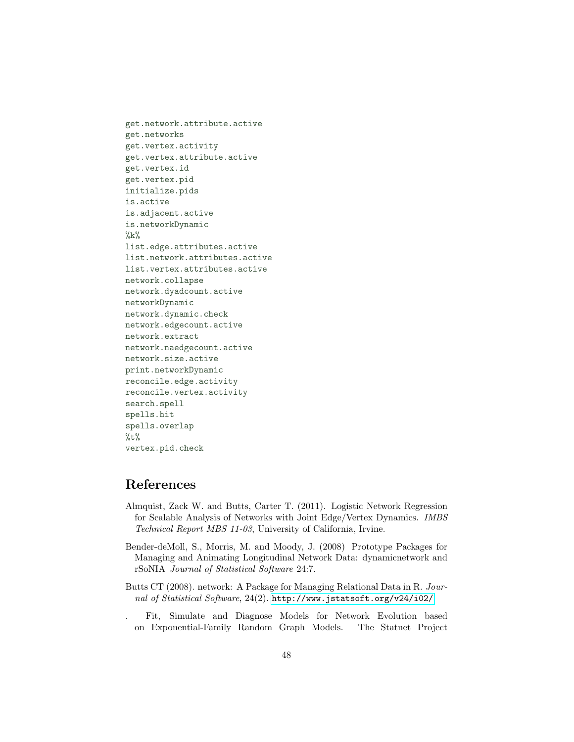```
get.network.attribute.active
get.networks
get.vertex.activity
get.vertex.attribute.active
get.vertex.id
get.vertex.pid
initialize.pids
is.active
is.adjacent.active
is.networkDynamic
%k%
list.edge.attributes.active
list.network.attributes.active
list.vertex.attributes.active
network.collapse
network.dyadcount.active
networkDynamic
network.dynamic.check
network.edgecount.active
network.extract
network.naedgecount.active
network.size.active
print.networkDynamic
reconcile.edge.activity
reconcile.vertex.activity
search.spell
spells.hit
spells.overlap
%t%
vertex.pid.check
```

## References

Almquist, Zack W. and Butts, Carter T. (2011). Logistic Network Regression for Scalable Analysis of Networks with Joint Edge/Vertex Dynamics. *IMBS Technical Report MBS 11-03*, University of California, Irvine.

Bender-deMoll, S., Morris, M. and Moody, J. (2008) Prototype Packages for Managing and Animating Longitudinal Network Data: dynamicnetwork and rSoNIA *Journal of Statistical Software* 24:7.

Butts CT (2008). network: A Package for Managing Relational Data in R. *Journal of Statistical Software*, 24(2). http://www.jstatsoft.org/v24/i02/

. Fit, Simulate and Diagnose Models for Network Evolution based on Exponential-Family Random Graph Models. The Statnet Project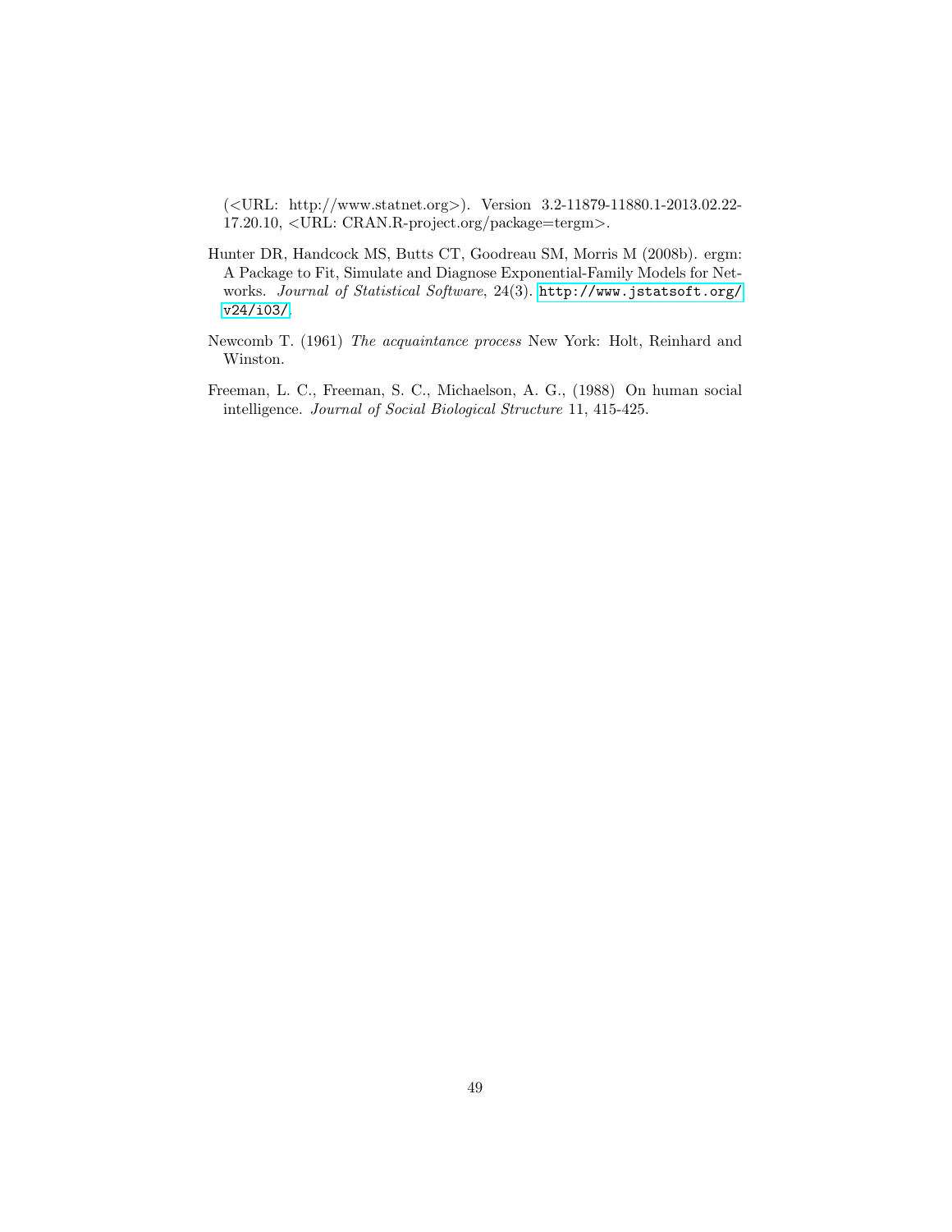(<URL: http://www.statnet.org>). Version 3.2-11879-11880.1-2013.02.22-17.20.10, <URL: CRAN.R-project.org/package=tergm>.

Hunter DR, Handcock MS, Butts CT, Goodreau SM, Morris M (2008b). ergm: A Package to Fit, Simulate and Diagnose Exponential-Family Models for Networks. *Journal of Statistical Software*, 24(3). http://www.jstatsoft.org/v24/i03/.

Newcomb T. (1961) *The acquaintance process* New York: Holt, Reinhard and Winston.

Freeman, L. C., Freeman, S. C., Michaelson, A. G., (1988) On human social intelligence. *Journal of Social Biological Structure* 11, 415-425.